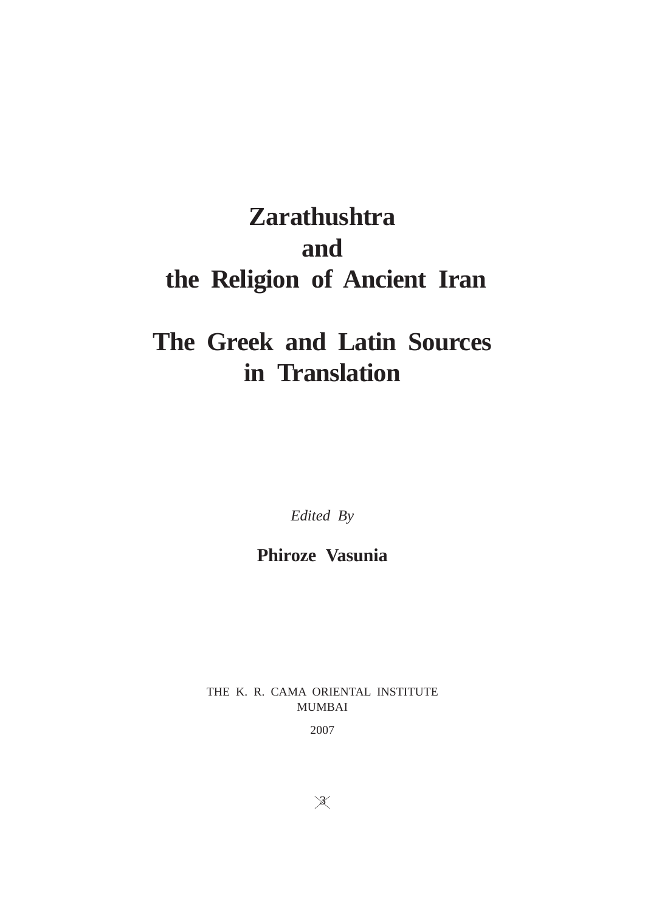# Zarathushtra and the Religion of Ancient Iran

# The Greek and Latin Sources in Translation

*Edited By*

**Phiroze Vasunia**

THE K. R. CAMA ORIENTAL INSTITUTE
MUMBAI

2007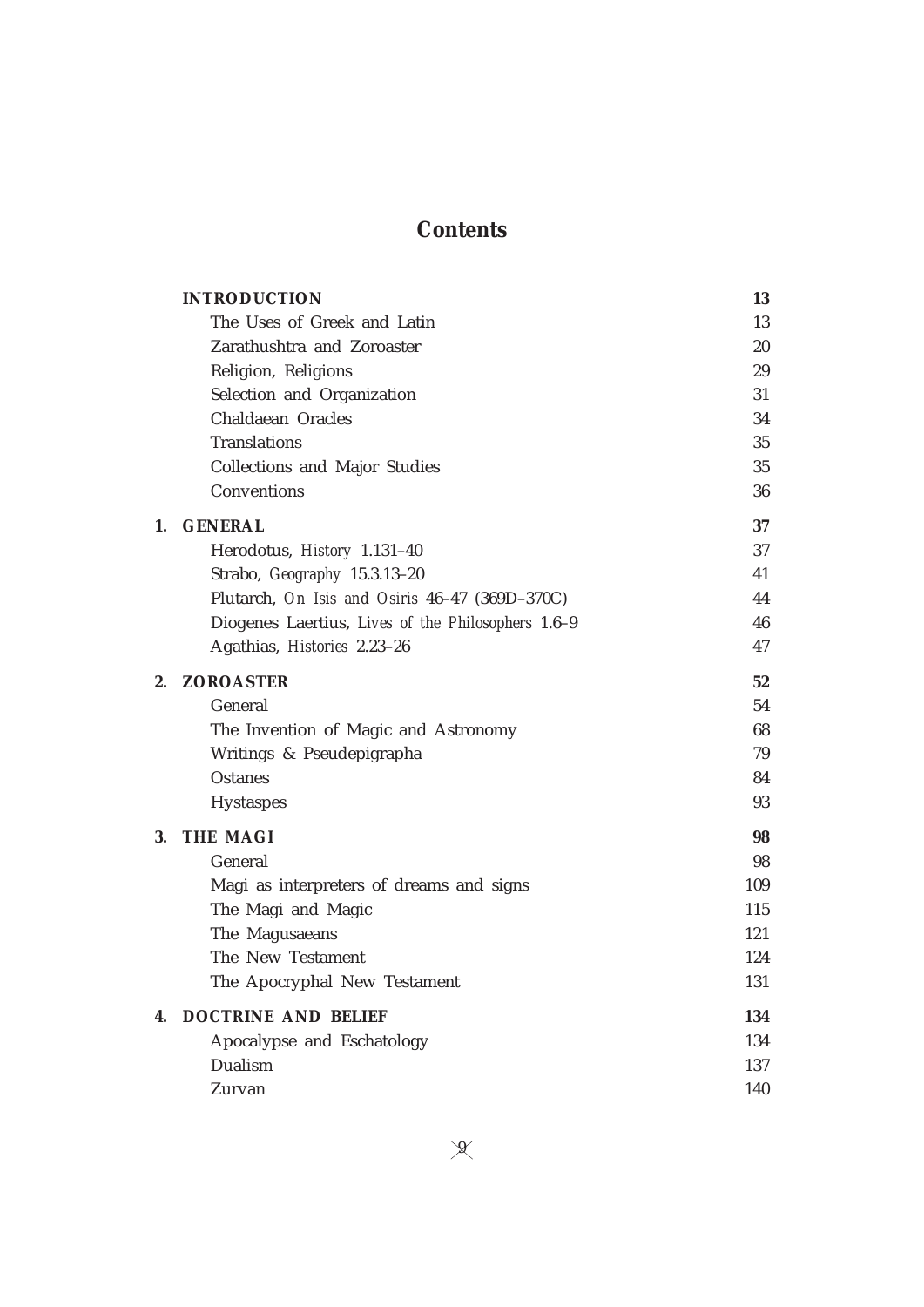# Contents

| | | |
|---|---|---|
| | **INTRODUCTION** | **13** |
| | The Uses of Greek and Latin | 13 |
| | Zarathushtra and Zoroaster | 20 |
| | Religion, Religions | 29 |
| | Selection and Organization | 31 |
| | Chaldaean Oracles | 34 |
| | Translations | 35 |
| | Collections and Major Studies | 35 |
| | Conventions | 36 |
| **1.** | **GENERAL** | **37** |
| | Herodotus, *History* 1.131–40 | 37 |
| | Strabo, *Geography* 15.3.13–20 | 41 |
| | Plutarch, *On Isis and Osiris* 46–47 (369D–370C) | 44 |
| | Diogenes Laertius, *Lives of the Philosophers* 1.6–9 | 46 |
| | Agathias, *Histories* 2.23–26 | 47 |
| **2.** | **ZOROASTER** | **52** |
| | General | 54 |
| | The Invention of Magic and Astronomy | 68 |
| | Writings & Pseudepigrapha | 79 |
| | Ostanes | 84 |
| | Hystaspes | 93 |
| **3.** | **THE MAGI** | **98** |
| | General | 98 |
| | Magi as interpreters of dreams and signs | 109 |
| | The Magi and Magic | 115 |
| | The Magusaeans | 121 |
| | The New Testament | 124 |
| | The Apocryphal New Testament | 131 |
| **4.** | **DOCTRINE AND BELIEF** | **134** |
| | Apocalypse and Eschatology | 134 |
| | Dualism | 137 |
| | Zurvan | 140 |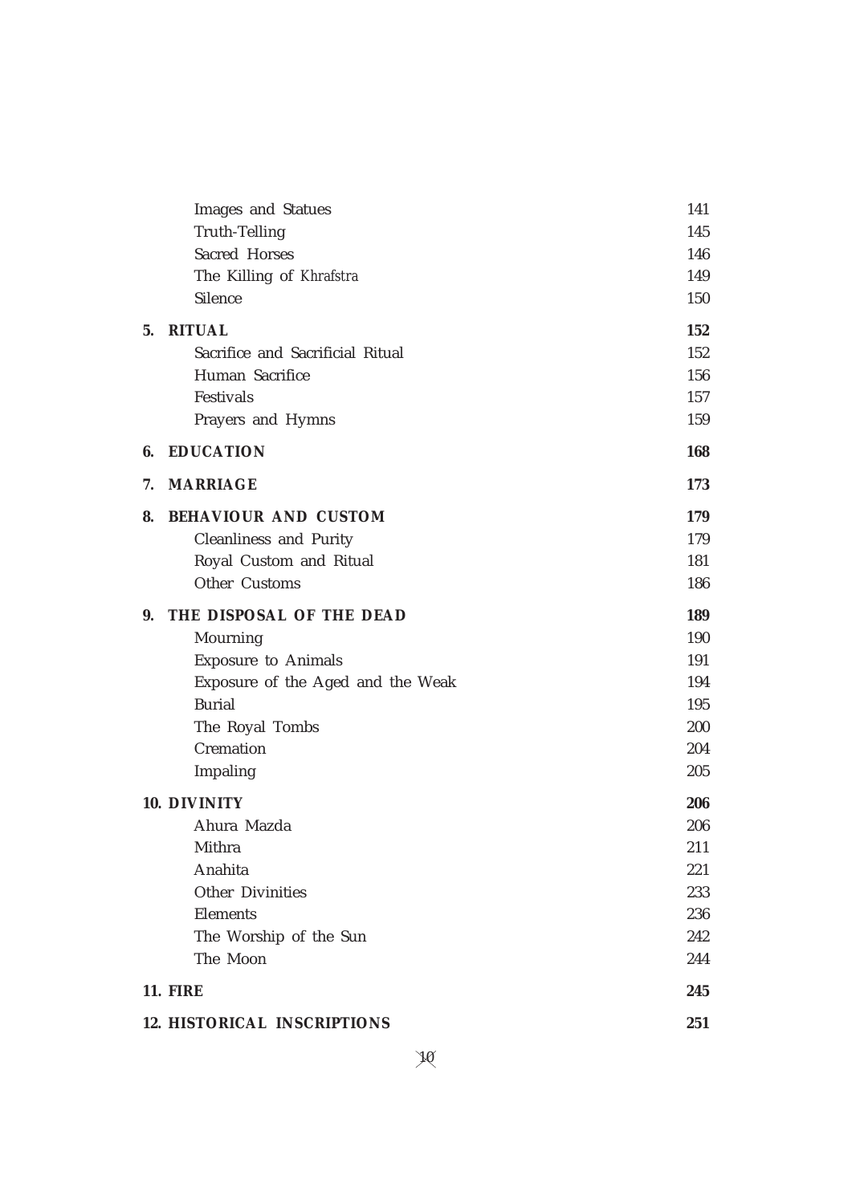| | |
|---|---|
| Images and Statues | 141 |
| Truth-Telling | 145 |
| Sacred Horses | 146 |
| The Killing of *Khrafstra* | 149 |
| Silence | 150 |
| **5. RITUAL** | **152** |
| Sacrifice and Sacrificial Ritual | 152 |
| Human Sacrifice | 156 |
| Festivals | 157 |
| Prayers and Hymns | 159 |
| **6. EDUCATION** | **168** |
| **7. MARRIAGE** | **173** |
| **8. BEHAVIOUR AND CUSTOM** | **179** |
| Cleanliness and Purity | 179 |
| Royal Custom and Ritual | 181 |
| Other Customs | 186 |
| **9. THE DISPOSAL OF THE DEAD** | **189** |
| Mourning | 190 |
| Exposure to Animals | 191 |
| Exposure of the Aged and the Weak | 194 |
| Burial | 195 |
| The Royal Tombs | 200 |
| Cremation | 204 |
| Impaling | 205 |
| **10. DIVINITY** | **206** |
| Ahura Mazda | 206 |
| Mithra | 211 |
| Anahita | 221 |
| Other Divinities | 233 |
| Elements | 236 |
| The Worship of the Sun | 242 |
| The Moon | 244 |
| **11. FIRE** | **245** |
| **12. HISTORICAL INSCRIPTIONS** | **251** |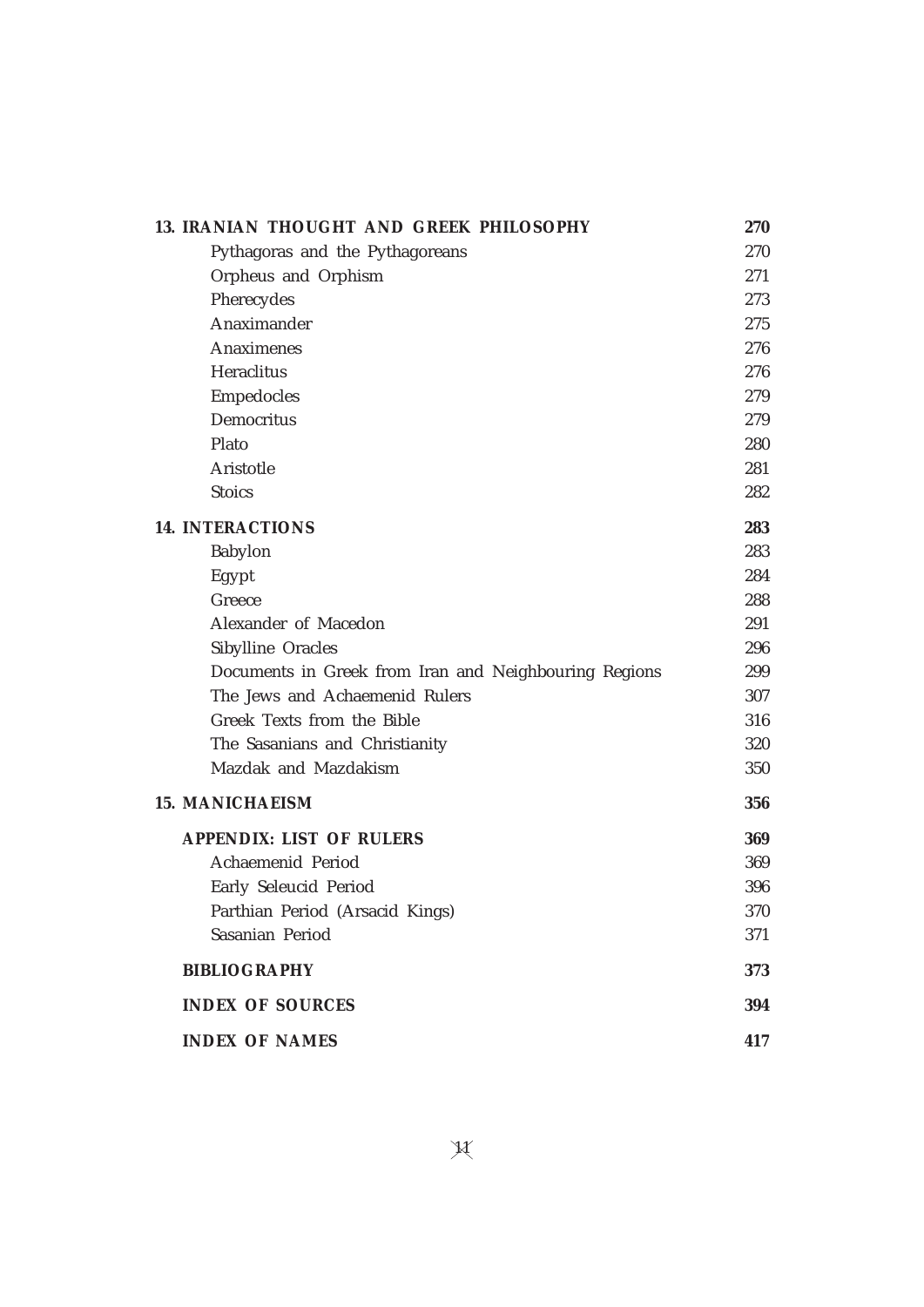| | |
|---|---|
| **13. IRANIAN THOUGHT AND GREEK PHILOSOPHY** | **270** |
| Pythagoras and the Pythagoreans | 270 |
| Orpheus and Orphism | 271 |
| Pherecydes | 273 |
| Anaximander | 275 |
| Anaximenes | 276 |
| Heraclitus | 276 |
| Empedocles | 279 |
| Democritus | 279 |
| Plato | 280 |
| Aristotle | 281 |
| Stoics | 282 |
| **14. INTERACTIONS** | **283** |
| Babylon | 283 |
| Egypt | 284 |
| Greece | 288 |
| Alexander of Macedon | 291 |
| Sibylline Oracles | 296 |
| Documents in Greek from Iran and Neighbouring Regions | 299 |
| The Jews and Achaemenid Rulers | 307 |
| Greek Texts from the Bible | 316 |
| The Sasanians and Christianity | 320 |
| Mazdak and Mazdakism | 350 |
| **15. MANICHAEISM** | **356** |
| **APPENDIX: LIST OF RULERS** | **369** |
| Achaemenid Period | 369 |
| Early Seleucid Period | 396 |
| Parthian Period (Arsacid Kings) | 370 |
| Sasanian Period | 371 |
| **BIBLIOGRAPHY** | **373** |
| **INDEX OF SOURCES** | **394** |
| **INDEX OF NAMES** | **417** |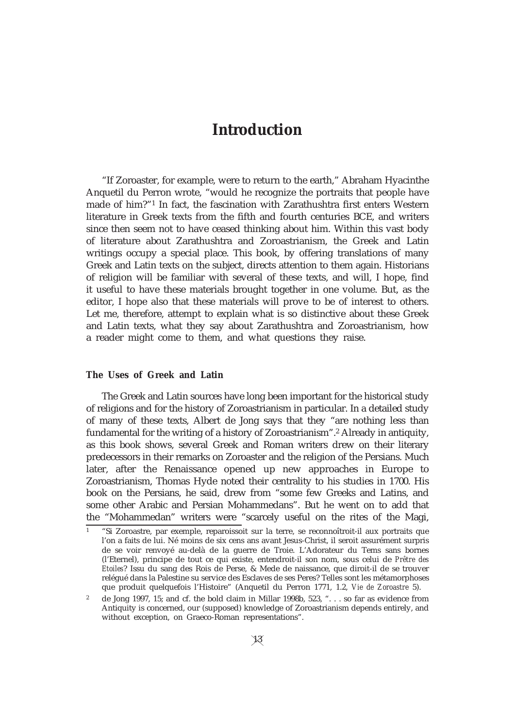# Introduction

"If Zoroaster, for example, were to return to the earth," Abraham Hyacinthe Anquetil du Perron wrote, "would he recognize the portraits that people have made of him?"[1] In fact, the fascination with Zarathushtra first enters Western literature in Greek texts from the fifth and fourth centuries BCE, and writers since then seem not to have ceased thinking about him. Within this vast body of literature about Zarathushtra and Zoroastrianism, the Greek and Latin writings occupy a special place. This book, by offering translations of many Greek and Latin texts on the subject, directs attention to them again. Historians of religion will be familiar with several of these texts, and will, I hope, find it useful to have these materials brought together in one volume. But, as the editor, I hope also that these materials will prove to be of interest to others. Let me, therefore, attempt to explain what is so distinctive about these Greek and Latin texts, what they say about Zarathushtra and Zoroastrianism, how a reader might come to them, and what questions they raise.

### The Uses of Greek and Latin

The Greek and Latin sources have long been important for the historical study of religions and for the history of Zoroastrianism in particular. In a detailed study of many of these texts, Albert de Jong says that they "are nothing less than fundamental for the writing of a history of Zoroastrianism".[2] Already in antiquity, as this book shows, several Greek and Roman writers drew on their literary predecessors in their remarks on Zoroaster and the religion of the Persians. Much later, after the Renaissance opened up new approaches in Europe to Zoroastrianism, Thomas Hyde noted their centrality to his studies in 1700. His book on the Persians, he said, drew from "some few Greeks and Latins, and some other Arabic and Persian Mohammedans". But he went on to add that the "Mohammedan" writers were "scarcely useful on the rites of the Magi,

[1] "Si Zoroastre, par exemple, reparoissoit sur la terre, se reconnoîtroit-il aux portraits que l'on a faits de lui. Né moins de six cens ans avant Jesus-Christ, il seroit assurément surpris de se voir renvoyé au-delà de la guerre de Troie. L'Adorateur du Tems sans bornes (l'Eternel), principe de tout ce qui existe, entendroit-il son nom, sous celui de *Prêtre des Etoiles*? Issu du sang des Rois de Perse, & Mede de naissance, que diroit-il de se trouver relégué dans la Palestine su service des Esclaves de ses Peres? Telles sont les métamorphoses que produit quelquefois l'Histoire" (Anquetil du Perron 1771, 1.2, *Vie de Zoroastre* 5).

[2] de Jong 1997, 15; and cf. the bold claim in Millar 1998b, 523, ". . . so far as evidence from Antiquity is concerned, our (supposed) knowledge of Zoroastrianism depends entirely, and without exception, on Graeco-Roman representations".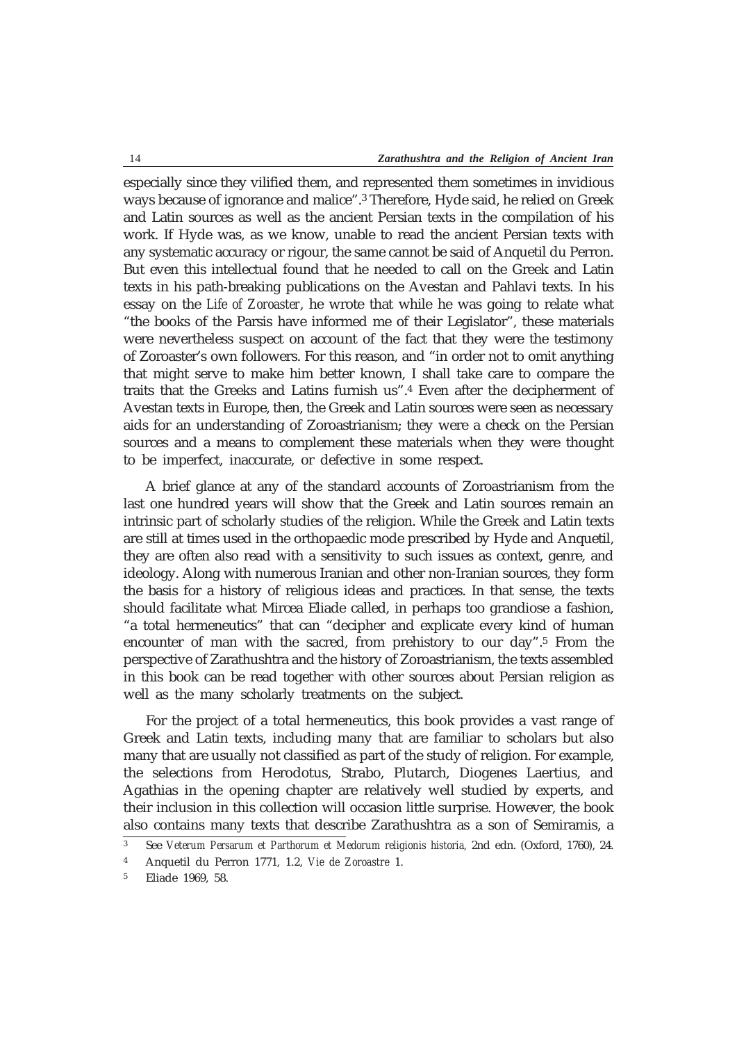especially since they vilified them, and represented them sometimes in invidious ways because of ignorance and malice".[3] Therefore, Hyde said, he relied on Greek and Latin sources as well as the ancient Persian texts in the compilation of his work. If Hyde was, as we know, unable to read the ancient Persian texts with any systematic accuracy or rigour, the same cannot be said of Anquetil du Perron. But even this intellectual found that he needed to call on the Greek and Latin texts in his path-breaking publications on the Avestan and Pahlavi texts. In his essay on the *Life of Zoroaster*, he wrote that while he was going to relate what "the books of the Parsis have informed me of their Legislator", these materials were nevertheless suspect on account of the fact that they were the testimony of Zoroaster's own followers. For this reason, and "in order not to omit anything that might serve to make him better known, I shall take care to compare the traits that the Greeks and Latins furnish us".[4] Even after the decipherment of Avestan texts in Europe, then, the Greek and Latin sources were seen as necessary aids for an understanding of Zoroastrianism; they were a check on the Persian sources and a means to complement these materials when they were thought to be imperfect, inaccurate, or defective in some respect.

A brief glance at any of the standard accounts of Zoroastrianism from the last one hundred years will show that the Greek and Latin sources remain an intrinsic part of scholarly studies of the religion. While the Greek and Latin texts are still at times used in the orthopaedic mode prescribed by Hyde and Anquetil, they are often also read with a sensitivity to such issues as context, genre, and ideology. Along with numerous Iranian and other non-Iranian sources, they form the basis for a history of religious ideas and practices. In that sense, the texts should facilitate what Mircea Eliade called, in perhaps too grandiose a fashion, "a total hermeneutics" that can "decipher and explicate every kind of human encounter of man with the sacred, from prehistory to our day".[5] From the perspective of Zarathushtra and the history of Zoroastrianism, the texts assembled in this book can be read together with other sources about Persian religion as well as the many scholarly treatments on the subject.

For the project of a total hermeneutics, this book provides a vast range of Greek and Latin texts, including many that are familiar to scholars but also many that are usually not classified as part of the study of religion. For example, the selections from Herodotus, Strabo, Plutarch, Diogenes Laertius, and Agathias in the opening chapter are relatively well studied by experts, and their inclusion in this collection will occasion little surprise. However, the book also contains many texts that describe Zarathushtra as a son of Semiramis, a

[3] See *Veterum Persarum et Parthorum et Medorum religionis historia,* 2nd edn. (Oxford, 1760), 24.

[4] Anquetil du Perron 1771, 1.2, *Vie de Zoroastre* 1.

[5] Eliade 1969, 58.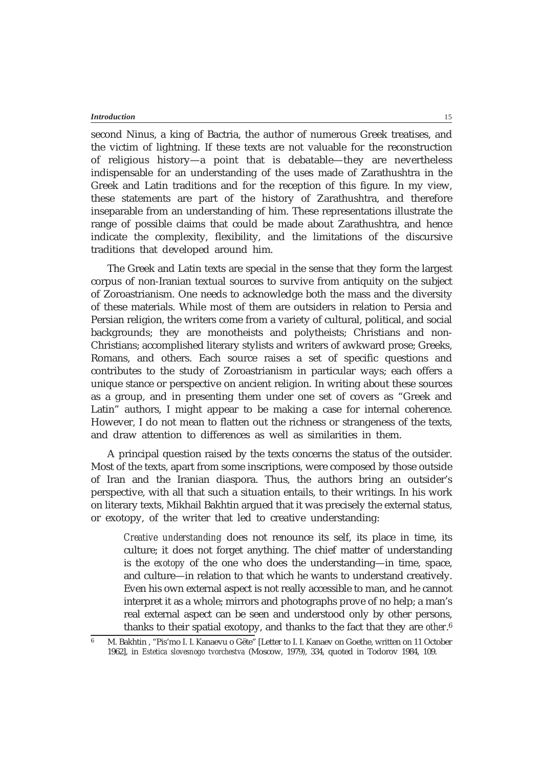second Ninus, a king of Bactria, the author of numerous Greek treatises, and the victim of lightning. If these texts are not valuable for the reconstruction of religious history—a point that is debatable—they are nevertheless indispensable for an understanding of the uses made of Zarathushtra in the Greek and Latin traditions and for the reception of this figure. In my view, these statements are part of the history of Zarathushtra, and therefore inseparable from an understanding of him. These representations illustrate the range of possible claims that could be made about Zarathushtra, and hence indicate the complexity, flexibility, and the limitations of the discursive traditions that developed around him.

The Greek and Latin texts are special in the sense that they form the largest corpus of non-Iranian textual sources to survive from antiquity on the subject of Zoroastrianism. One needs to acknowledge both the mass and the diversity of these materials. While most of them are outsiders in relation to Persia and Persian religion, the writers come from a variety of cultural, political, and social backgrounds; they are monotheists and polytheists; Christians and non-Christians; accomplished literary stylists and writers of awkward prose; Greeks, Romans, and others. Each source raises a set of specific questions and contributes to the study of Zoroastrianism in particular ways; each offers a unique stance or perspective on ancient religion. In writing about these sources as a group, and in presenting them under one set of covers as "Greek and Latin" authors, I might appear to be making a case for internal coherence. However, I do not mean to flatten out the richness or strangeness of the texts, and draw attention to differences as well as similarities in them.

A principal question raised by the texts concerns the status of the outsider. Most of the texts, apart from some inscriptions, were composed by those outside of Iran and the Iranian diaspora. Thus, the authors bring an outsider's perspective, with all that such a situation entails, to their writings. In his work on literary texts, Mikhail Bakhtin argued that it was precisely the external status, or exotopy, of the writer that led to creative understanding:

> *Creative understanding* does not renounce its self, its place in time, its culture; it does not forget anything. The chief matter of understanding is the *exotopy* of the one who does the understanding—in time, space, and culture—in relation to that which he wants to understand creatively. Even his own external aspect is not really accessible to man, and he cannot interpret it as a whole; mirrors and photographs prove of no help; a man's real external aspect can be seen and understood only by other persons, thanks to their spatial exotopy, and thanks to the fact that they are *other*.[6]

[6] M. Bakhtin , "Pis'mo I. I. Kanaevu o Gëte" [Letter to I. I. Kanaev on Goethe, written on 11 October 1962], in *Estetica slovesnogo tvorchestva* (Moscow, 1979), 334, quoted in Todorov 1984, 109.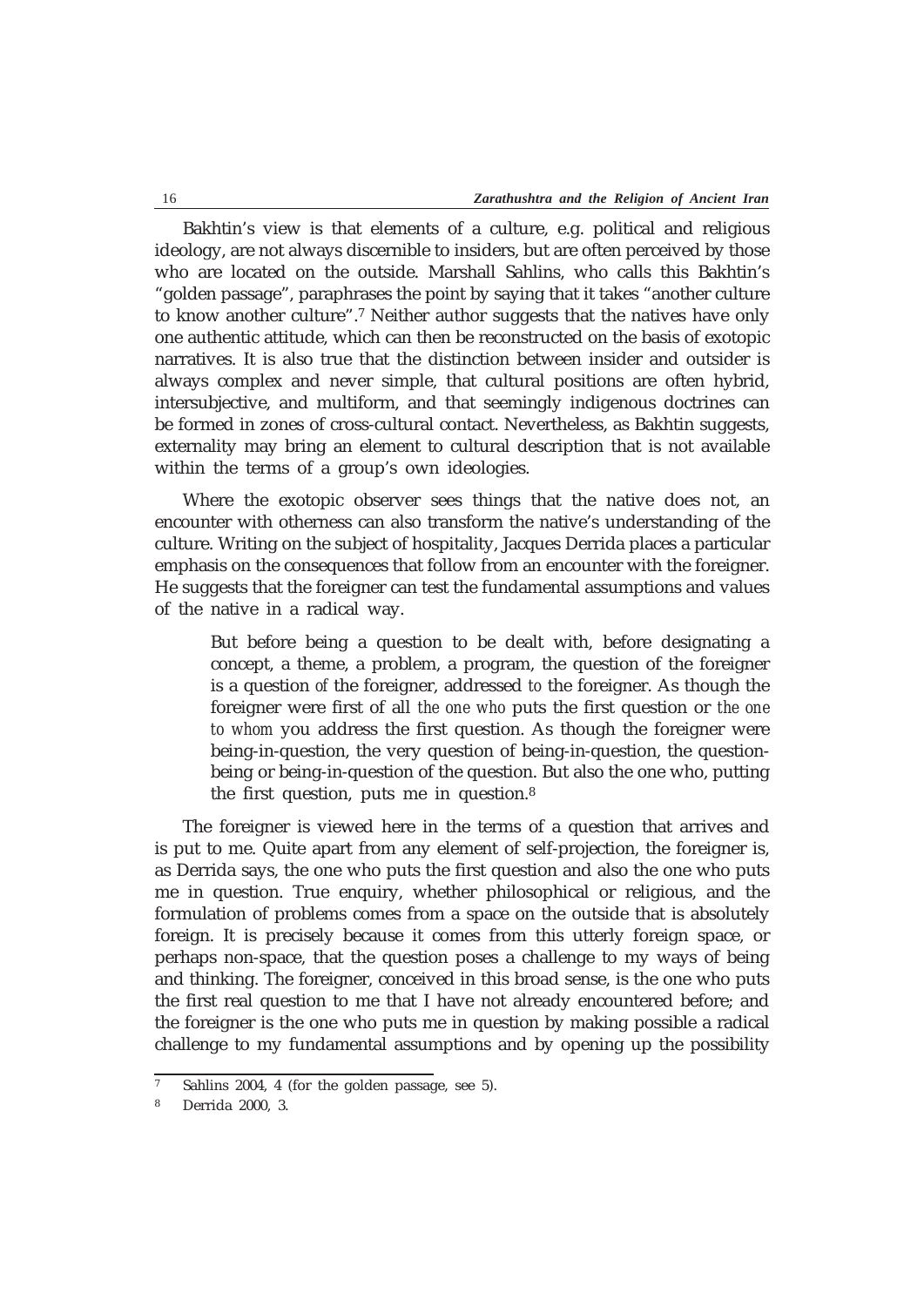Bakhtin's view is that elements of a culture, e.g. political and religious ideology, are not always discernible to insiders, but are often perceived by those who are located on the outside. Marshall Sahlins, who calls this Bakhtin's "golden passage", paraphrases the point by saying that it takes "another culture to know another culture".[7] Neither author suggests that the natives have only one authentic attitude, which can then be reconstructed on the basis of exotopic narratives. It is also true that the distinction between insider and outsider is always complex and never simple, that cultural positions are often hybrid, intersubjective, and multiform, and that seemingly indigenous doctrines can be formed in zones of cross-cultural contact. Nevertheless, as Bakhtin suggests, externality may bring an element to cultural description that is not available within the terms of a group's own ideologies.

Where the exotopic observer sees things that the native does not, an encounter with otherness can also transform the native's understanding of the culture. Writing on the subject of hospitality, Jacques Derrida places a particular emphasis on the consequences that follow from an encounter with the foreigner. He suggests that the foreigner can test the fundamental assumptions and values of the native in a radical way.

> But before being a question to be dealt with, before designating a concept, a theme, a problem, a program, the question of the foreigner is a question *of* the foreigner, addressed *to* the foreigner. As though the foreigner were first of all *the one who* puts the first question or *the one to whom* you address the first question. As though the foreigner were being-in-question, the very question of being-in-question, the question-being or being-in-question of the question. But also the one who, putting the first question, puts me in question.[8]

The foreigner is viewed here in the terms of a question that arrives and is put to me. Quite apart from any element of self-projection, the foreigner is, as Derrida says, the one who puts the first question and also the one who puts me in question. True enquiry, whether philosophical or religious, and the formulation of problems comes from a space on the outside that is absolutely foreign. It is precisely because it comes from this utterly foreign space, or perhaps non-space, that the question poses a challenge to my ways of being and thinking. The foreigner, conceived in this broad sense, is the one who puts the first real question to me that I have not already encountered before; and the foreigner is the one who puts me in question by making possible a radical challenge to my fundamental assumptions and by opening up the possibility

---

[7] Sahlins 2004, 4 (for the golden passage, see 5).

[8] Derrida 2000, 3.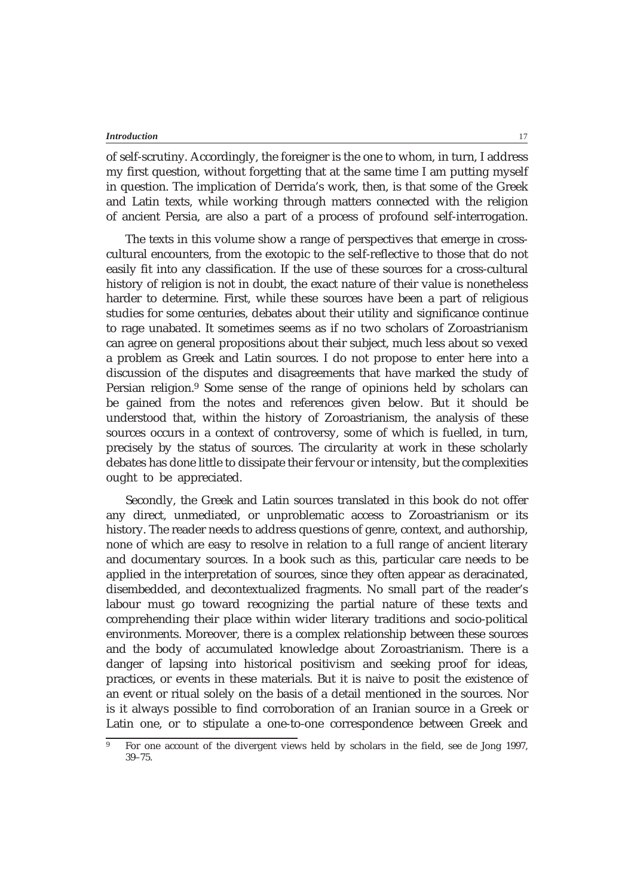of self-scrutiny. Accordingly, the foreigner is the one to whom, in turn, I address my first question, without forgetting that at the same time I am putting myself in question. The implication of Derrida's work, then, is that some of the Greek and Latin texts, while working through matters connected with the religion of ancient Persia, are also a part of a process of profound self-interrogation.

The texts in this volume show a range of perspectives that emerge in cross-cultural encounters, from the exotopic to the self-reflective to those that do not easily fit into any classification. If the use of these sources for a cross-cultural history of religion is not in doubt, the exact nature of their value is nonetheless harder to determine. First, while these sources have been a part of religious studies for some centuries, debates about their utility and significance continue to rage unabated. It sometimes seems as if no two scholars of Zoroastrianism can agree on general propositions about their subject, much less about so vexed a problem as Greek and Latin sources. I do not propose to enter here into a discussion of the disputes and disagreements that have marked the study of Persian religion.[9] Some sense of the range of opinions held by scholars can be gained from the notes and references given below. But it should be understood that, within the history of Zoroastrianism, the analysis of these sources occurs in a context of controversy, some of which is fuelled, in turn, precisely by the status of sources. The circularity at work in these scholarly debates has done little to dissipate their fervour or intensity, but the complexities ought to be appreciated.

Secondly, the Greek and Latin sources translated in this book do not offer any direct, unmediated, or unproblematic access to Zoroastrianism or its history. The reader needs to address questions of genre, context, and authorship, none of which are easy to resolve in relation to a full range of ancient literary and documentary sources. In a book such as this, particular care needs to be applied in the interpretation of sources, since they often appear as deracinated, disembedded, and decontextualized fragments. No small part of the reader's labour must go toward recognizing the partial nature of these texts and comprehending their place within wider literary traditions and socio-political environments. Moreover, there is a complex relationship between these sources and the body of accumulated knowledge about Zoroastrianism. There is a danger of lapsing into historical positivism and seeking proof for ideas, practices, or events in these materials. But it is naive to posit the existence of an event or ritual solely on the basis of a detail mentioned in the sources. Nor is it always possible to find corroboration of an Iranian source in a Greek or Latin one, or to stipulate a one-to-one correspondence between Greek and

[9] For one account of the divergent views held by scholars in the field, see de Jong 1997, 39–75.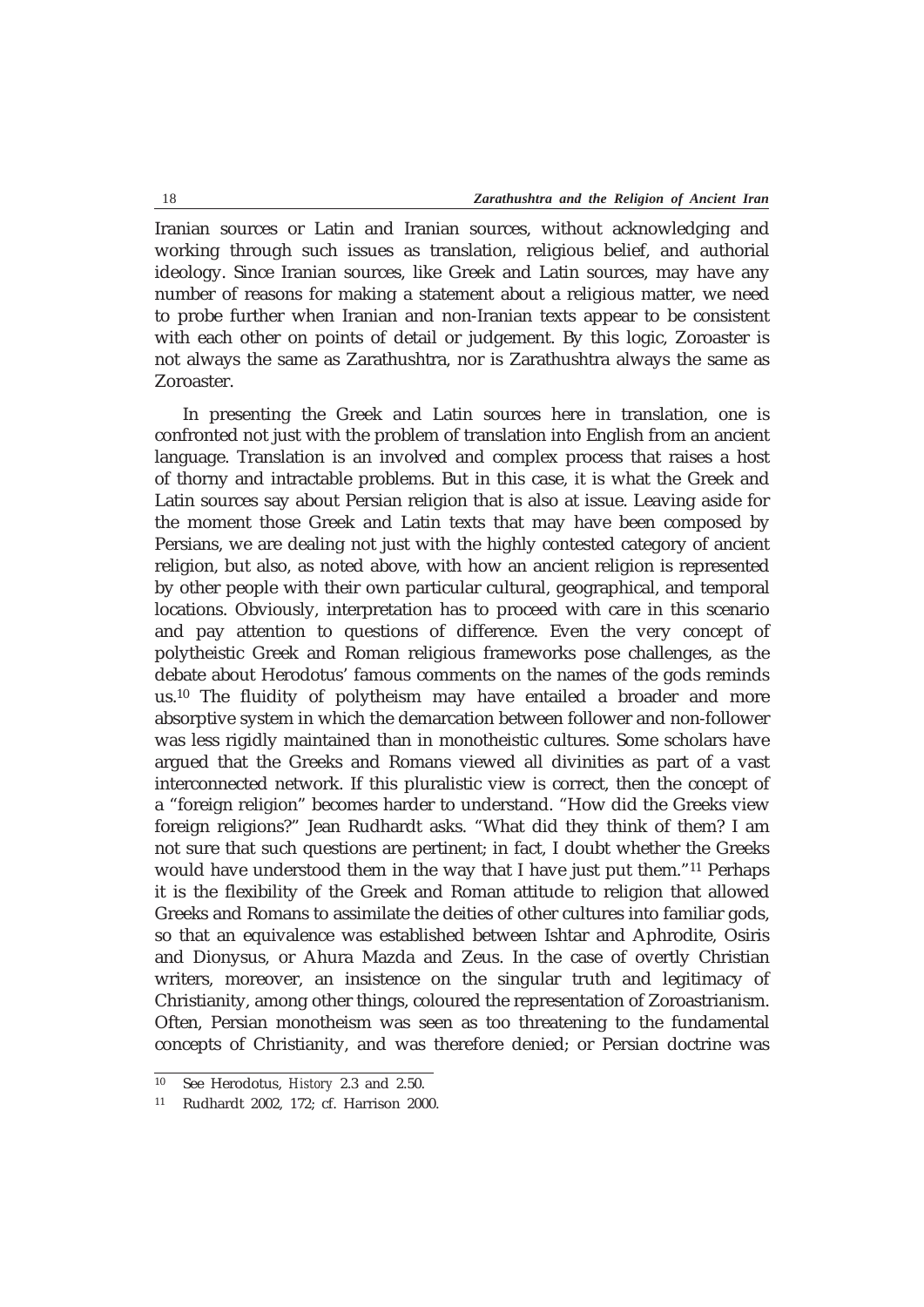Iranian sources or Latin and Iranian sources, without acknowledging and working through such issues as translation, religious belief, and authorial ideology. Since Iranian sources, like Greek and Latin sources, may have any number of reasons for making a statement about a religious matter, we need to probe further when Iranian and non-Iranian texts appear to be consistent with each other on points of detail or judgement. By this logic, Zoroaster is not always the same as Zarathushtra, nor is Zarathushtra always the same as Zoroaster.

In presenting the Greek and Latin sources here in translation, one is confronted not just with the problem of translation into English from an ancient language. Translation is an involved and complex process that raises a host of thorny and intractable problems. But in this case, it is what the Greek and Latin sources say about Persian religion that is also at issue. Leaving aside for the moment those Greek and Latin texts that may have been composed by Persians, we are dealing not just with the highly contested category of ancient religion, but also, as noted above, with how an ancient religion is represented by other people with their own particular cultural, geographical, and temporal locations. Obviously, interpretation has to proceed with care in this scenario and pay attention to questions of difference. Even the very concept of polytheistic Greek and Roman religious frameworks pose challenges, as the debate about Herodotus' famous comments on the names of the gods reminds us.[10] The fluidity of polytheism may have entailed a broader and more absorptive system in which the demarcation between follower and non-follower was less rigidly maintained than in monotheistic cultures. Some scholars have argued that the Greeks and Romans viewed all divinities as part of a vast interconnected network. If this pluralistic view is correct, then the concept of a "foreign religion" becomes harder to understand. "How did the Greeks view foreign religions?" Jean Rudhardt asks. "What did they think of them? I am not sure that such questions are pertinent; in fact, I doubt whether the Greeks would have understood them in the way that I have just put them."[11] Perhaps it is the flexibility of the Greek and Roman attitude to religion that allowed Greeks and Romans to assimilate the deities of other cultures into familiar gods, so that an equivalence was established between Ishtar and Aphrodite, Osiris and Dionysus, or Ahura Mazda and Zeus. In the case of overtly Christian writers, moreover, an insistence on the singular truth and legitimacy of Christianity, among other things, coloured the representation of Zoroastrianism. Often, Persian monotheism was seen as too threatening to the fundamental concepts of Christianity, and was therefore denied; or Persian doctrine was

---

[10] See Herodotus, *History* 2.3 and 2.50.

[11] Rudhardt 2002, 172; cf. Harrison 2000.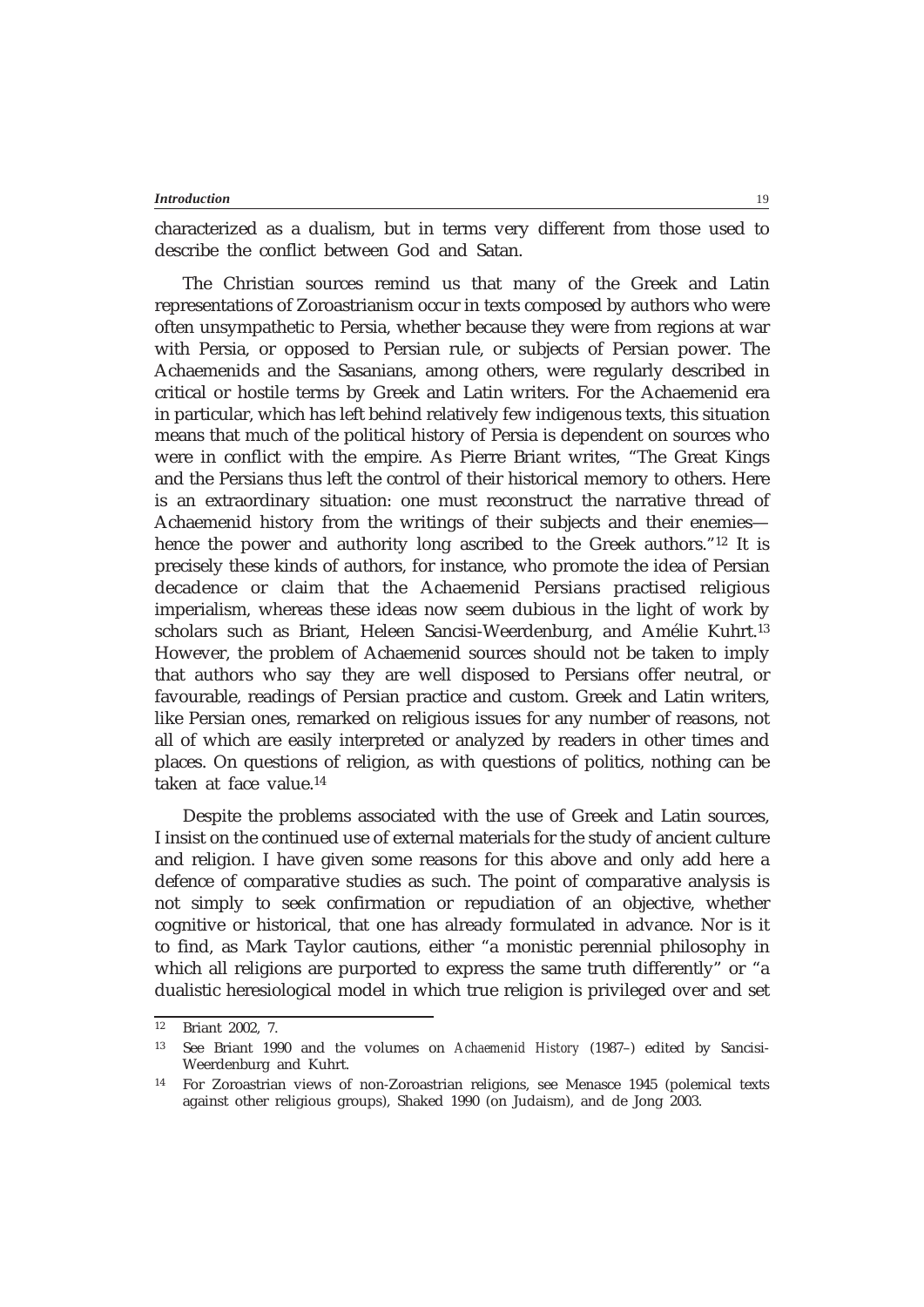characterized as a dualism, but in terms very different from those used to describe the conflict between God and Satan.

The Christian sources remind us that many of the Greek and Latin representations of Zoroastrianism occur in texts composed by authors who were often unsympathetic to Persia, whether because they were from regions at war with Persia, or opposed to Persian rule, or subjects of Persian power. The Achaemenids and the Sasanians, among others, were regularly described in critical or hostile terms by Greek and Latin writers. For the Achaemenid era in particular, which has left behind relatively few indigenous texts, this situation means that much of the political history of Persia is dependent on sources who were in conflict with the empire. As Pierre Briant writes, "The Great Kings and the Persians thus left the control of their historical memory to others. Here is an extraordinary situation: one must reconstruct the narrative thread of Achaemenid history from the writings of their subjects and their enemies—hence the power and authority long ascribed to the Greek authors."[12] It is precisely these kinds of authors, for instance, who promote the idea of Persian decadence or claim that the Achaemenid Persians practised religious imperialism, whereas these ideas now seem dubious in the light of work by scholars such as Briant, Heleen Sancisi-Weerdenburg, and Amélie Kuhrt.[13] However, the problem of Achaemenid sources should not be taken to imply that authors who say they are well disposed to Persians offer neutral, or favourable, readings of Persian practice and custom. Greek and Latin writers, like Persian ones, remarked on religious issues for any number of reasons, not all of which are easily interpreted or analyzed by readers in other times and places. On questions of religion, as with questions of politics, nothing can be taken at face value.[14]

Despite the problems associated with the use of Greek and Latin sources, I insist on the continued use of external materials for the study of ancient culture and religion. I have given some reasons for this above and only add here a defence of comparative studies as such. The point of comparative analysis is not simply to seek confirmation or repudiation of an objective, whether cognitive or historical, that one has already formulated in advance. Nor is it to find, as Mark Taylor cautions, either "a monistic perennial philosophy in which all religions are purported to express the same truth differently" or "a dualistic heresiological model in which true religion is privileged over and set

---

[12] Briant 2002, 7.

[13] See Briant 1990 and the volumes on *Achaemenid History* (1987–) edited by Sancisi-Weerdenburg and Kuhrt.

[14] For Zoroastrian views of non-Zoroastrian religions, see Menasce 1945 (polemical texts against other religious groups), Shaked 1990 (on Judaism), and de Jong 2003.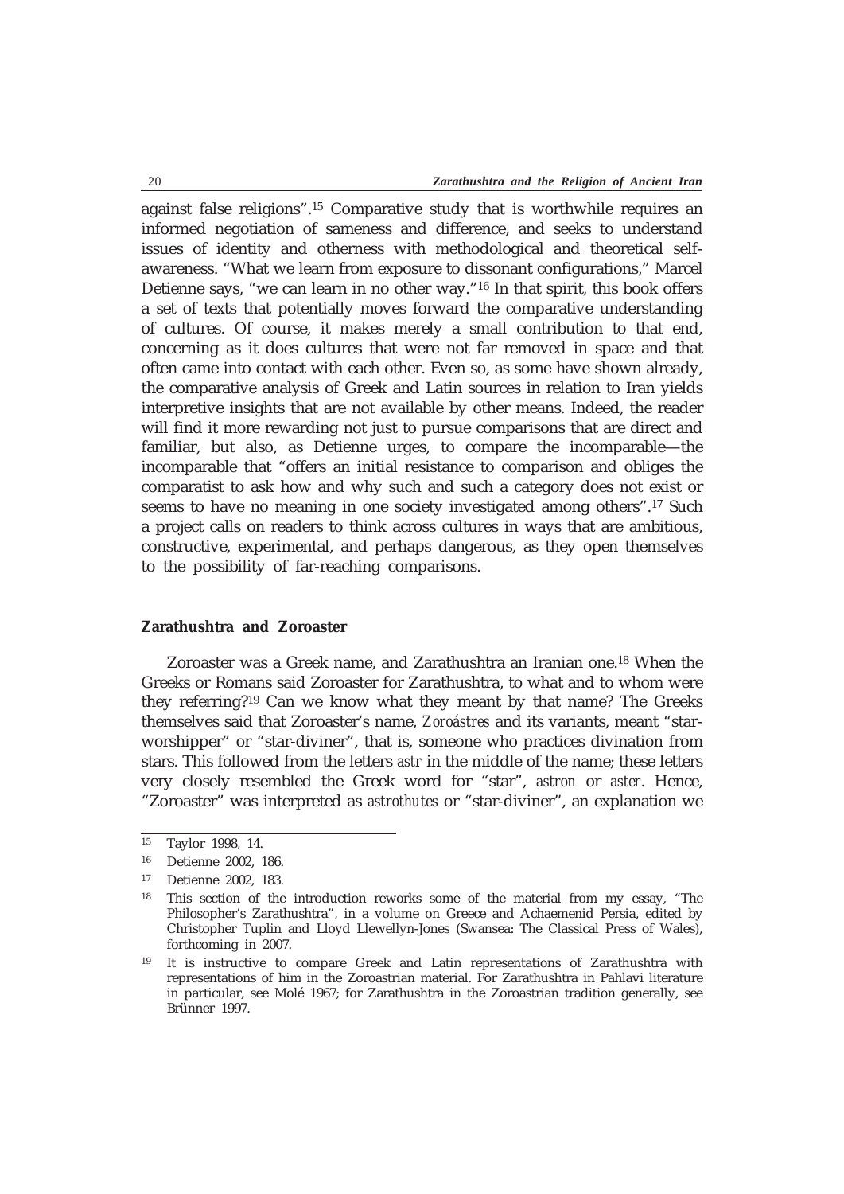against false religions".[15] Comparative study that is worthwhile requires an informed negotiation of sameness and difference, and seeks to understand issues of identity and otherness with methodological and theoretical self-awareness. "What we learn from exposure to dissonant configurations," Marcel Detienne says, "we can learn in no other way."[16] In that spirit, this book offers a set of texts that potentially moves forward the comparative understanding of cultures. Of course, it makes merely a small contribution to that end, concerning as it does cultures that were not far removed in space and that often came into contact with each other. Even so, as some have shown already, the comparative analysis of Greek and Latin sources in relation to Iran yields interpretive insights that are not available by other means. Indeed, the reader will find it more rewarding not just to pursue comparisons that are direct and familiar, but also, as Detienne urges, to compare the incomparable—the incomparable that "offers an initial resistance to comparison and obliges the comparatist to ask how and why such and such a category does not exist or seems to have no meaning in one society investigated among others".[17] Such a project calls on readers to think across cultures in ways that are ambitious, constructive, experimental, and perhaps dangerous, as they open themselves to the possibility of far-reaching comparisons.

## Zarathushtra and Zoroaster

Zoroaster was a Greek name, and Zarathushtra an Iranian one.[18] When the Greeks or Romans said Zoroaster for Zarathushtra, to what and to whom were they referring?[19] Can we know what they meant by that name? The Greeks themselves said that Zoroaster's name, *Zoroástres* and its variants, meant "star-worshipper" or "star-diviner", that is, someone who practices divination from stars. This followed from the letters *astr* in the middle of the name; these letters very closely resembled the Greek word for "star", *astron* or *aster*. Hence, "Zoroaster" was interpreted as *astrothutes* or "star-diviner", an explanation we

---

[15] Taylor 1998, 14.

[16] Detienne 2002, 186.

[17] Detienne 2002, 183.

[18] This section of the introduction reworks some of the material from my essay, "The Philosopher's Zarathushtra", in a volume on Greece and Achaemenid Persia, edited by Christopher Tuplin and Lloyd Llewellyn-Jones (Swansea: The Classical Press of Wales), forthcoming in 2007.

[19] It is instructive to compare Greek and Latin representations of Zarathushtra with representations of him in the Zoroastrian material. For Zarathushtra in Pahlavi literature in particular, see Molé 1967; for Zarathushtra in the Zoroastrian tradition generally, see Brünner 1997.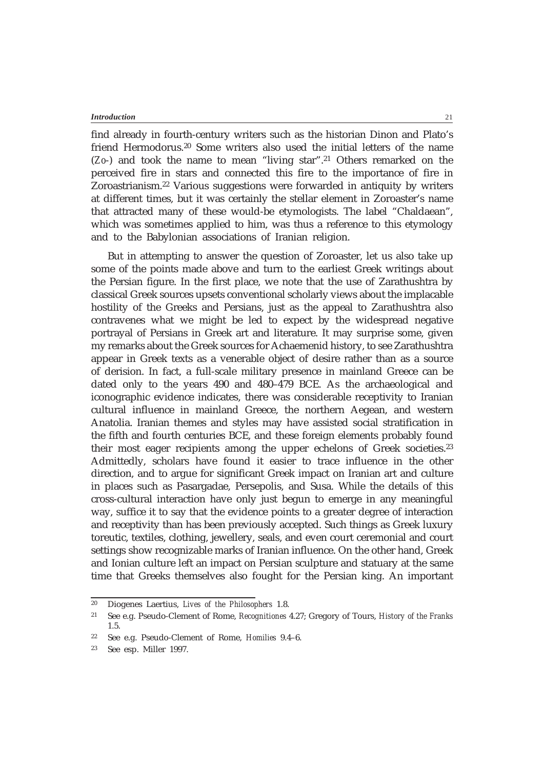find already in fourth-century writers such as the historian Dinon and Plato's friend Hermodorus.[20] Some writers also used the initial letters of the name (*Zo-*) and took the name to mean "living star".[21] Others remarked on the perceived fire in stars and connected this fire to the importance of fire in Zoroastrianism.[22] Various suggestions were forwarded in antiquity by writers at different times, but it was certainly the stellar element in Zoroaster's name that attracted many of these would-be etymologists. The label "Chaldaean", which was sometimes applied to him, was thus a reference to this etymology and to the Babylonian associations of Iranian religion.

But in attempting to answer the question of Zoroaster, let us also take up some of the points made above and turn to the earliest Greek writings about the Persian figure. In the first place, we note that the use of Zarathushtra by classical Greek sources upsets conventional scholarly views about the implacable hostility of the Greeks and Persians, just as the appeal to Zarathushtra also contravenes what we might be led to expect by the widespread negative portrayal of Persians in Greek art and literature. It may surprise some, given my remarks about the Greek sources for Achaemenid history, to see Zarathushtra appear in Greek texts as a venerable object of desire rather than as a source of derision. In fact, a full-scale military presence in mainland Greece can be dated only to the years 490 and 480–479 BCE. As the archaeological and iconographic evidence indicates, there was considerable receptivity to Iranian cultural influence in mainland Greece, the northern Aegean, and western Anatolia. Iranian themes and styles may have assisted social stratification in the fifth and fourth centuries BCE, and these foreign elements probably found their most eager recipients among the upper echelons of Greek societies.[23] Admittedly, scholars have found it easier to trace influence in the other direction, and to argue for significant Greek impact on Iranian art and culture in places such as Pasargadae, Persepolis, and Susa. While the details of this cross-cultural interaction have only just begun to emerge in any meaningful way, suffice it to say that the evidence points to a greater degree of interaction and receptivity than has been previously accepted. Such things as Greek luxury toreutic, textiles, clothing, jewellery, seals, and even court ceremonial and court settings show recognizable marks of Iranian influence. On the other hand, Greek and Ionian culture left an impact on Persian sculpture and statuary at the same time that Greeks themselves also fought for the Persian king. An important

---

[20] Diogenes Laertius, *Lives of the Philosophers* 1.8.

[21] See e.g. Pseudo-Clement of Rome, *Recognitiones* 4.27; Gregory of Tours, *History of the Franks* 1.5.

[22] See e.g. Pseudo-Clement of Rome, *Homilies* 9.4–6.

[23] See esp. Miller 1997.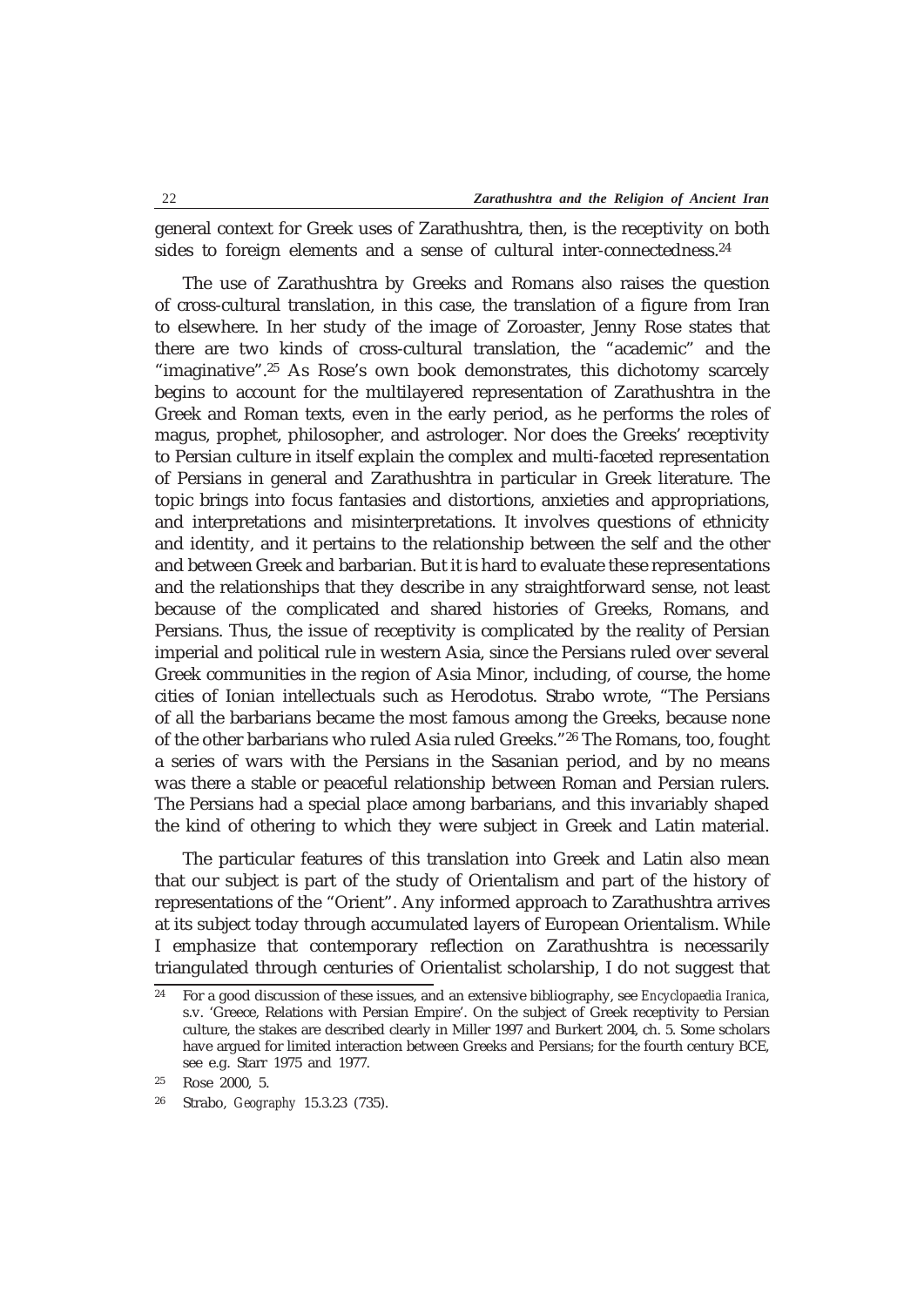general context for Greek uses of Zarathushtra, then, is the receptivity on both sides to foreign elements and a sense of cultural inter-connectedness.[24]

The use of Zarathushtra by Greeks and Romans also raises the question of cross-cultural translation, in this case, the translation of a figure from Iran to elsewhere. In her study of the image of Zoroaster, Jenny Rose states that there are two kinds of cross-cultural translation, the "academic" and the "imaginative".[25] As Rose's own book demonstrates, this dichotomy scarcely begins to account for the multilayered representation of Zarathushtra in the Greek and Roman texts, even in the early period, as he performs the roles of magus, prophet, philosopher, and astrologer. Nor does the Greeks' receptivity to Persian culture in itself explain the complex and multi-faceted representation of Persians in general and Zarathushtra in particular in Greek literature. The topic brings into focus fantasies and distortions, anxieties and appropriations, and interpretations and misinterpretations. It involves questions of ethnicity and identity, and it pertains to the relationship between the self and the other and between Greek and barbarian. But it is hard to evaluate these representations and the relationships that they describe in any straightforward sense, not least because of the complicated and shared histories of Greeks, Romans, and Persians. Thus, the issue of receptivity is complicated by the reality of Persian imperial and political rule in western Asia, since the Persians ruled over several Greek communities in the region of Asia Minor, including, of course, the home cities of Ionian intellectuals such as Herodotus. Strabo wrote, "The Persians of all the barbarians became the most famous among the Greeks, because none of the other barbarians who ruled Asia ruled Greeks."[26] The Romans, too, fought a series of wars with the Persians in the Sasanian period, and by no means was there a stable or peaceful relationship between Roman and Persian rulers. The Persians had a special place among barbarians, and this invariably shaped the kind of othering to which they were subject in Greek and Latin material.

The particular features of this translation into Greek and Latin also mean that our subject is part of the study of Orientalism and part of the history of representations of the "Orient". Any informed approach to Zarathushtra arrives at its subject today through accumulated layers of European Orientalism. While I emphasize that contemporary reflection on Zarathushtra is necessarily triangulated through centuries of Orientalist scholarship, I do not suggest that

---

[24] For a good discussion of these issues, and an extensive bibliography, see *Encyclopaedia Iranica*, s.v. 'Greece, Relations with Persian Empire'. On the subject of Greek receptivity to Persian culture, the stakes are described clearly in Miller 1997 and Burkert 2004, ch. 5. Some scholars have argued for limited interaction between Greeks and Persians; for the fourth century BCE, see e.g. Starr 1975 and 1977.

[25] Rose 2000, 5.

[26] Strabo, *Geography* 15.3.23 (735).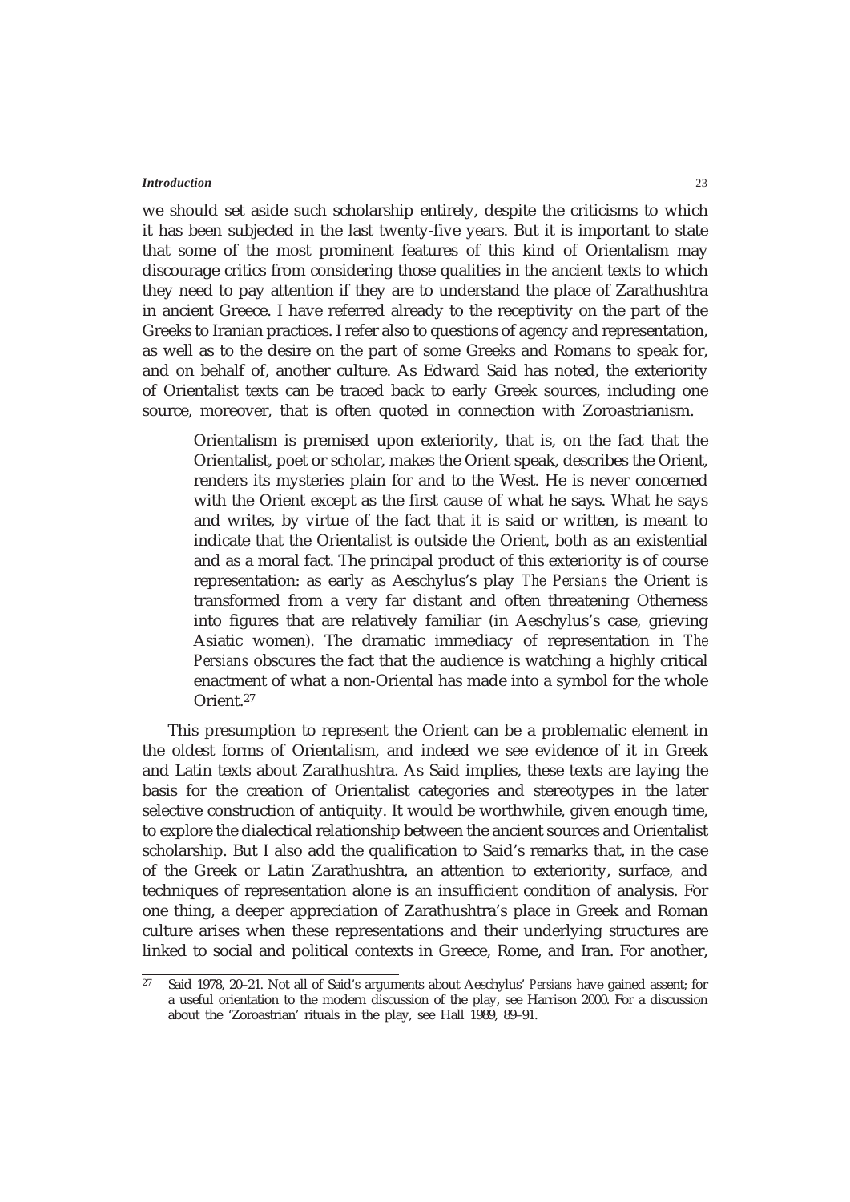we should set aside such scholarship entirely, despite the criticisms to which it has been subjected in the last twenty-five years. But it is important to state that some of the most prominent features of this kind of Orientalism may discourage critics from considering those qualities in the ancient texts to which they need to pay attention if they are to understand the place of Zarathushtra in ancient Greece. I have referred already to the receptivity on the part of the Greeks to Iranian practices. I refer also to questions of agency and representation, as well as to the desire on the part of some Greeks and Romans to speak for, and on behalf of, another culture. As Edward Said has noted, the exteriority of Orientalist texts can be traced back to early Greek sources, including one source, moreover, that is often quoted in connection with Zoroastrianism.

> Orientalism is premised upon exteriority, that is, on the fact that the Orientalist, poet or scholar, makes the Orient speak, describes the Orient, renders its mysteries plain for and to the West. He is never concerned with the Orient except as the first cause of what he says. What he says and writes, by virtue of the fact that it is said or written, is meant to indicate that the Orientalist is outside the Orient, both as an existential and as a moral fact. The principal product of this exteriority is of course representation: as early as Aeschylus's play *The Persians* the Orient is transformed from a very far distant and often threatening Otherness into figures that are relatively familiar (in Aeschylus's case, grieving Asiatic women). The dramatic immediacy of representation in *The Persians* obscures the fact that the audience is watching a highly critical enactment of what a non-Oriental has made into a symbol for the whole Orient.[27]

This presumption to represent the Orient can be a problematic element in the oldest forms of Orientalism, and indeed we see evidence of it in Greek and Latin texts about Zarathushtra. As Said implies, these texts are laying the basis for the creation of Orientalist categories and stereotypes in the later selective construction of antiquity. It would be worthwhile, given enough time, to explore the dialectical relationship between the ancient sources and Orientalist scholarship. But I also add the qualification to Said's remarks that, in the case of the Greek or Latin Zarathushtra, an attention to exteriority, surface, and techniques of representation alone is an insufficient condition of analysis. For one thing, a deeper appreciation of Zarathushtra's place in Greek and Roman culture arises when these representations and their underlying structures are linked to social and political contexts in Greece, Rome, and Iran. For another,

[27] Said 1978, 20–21. Not all of Said's arguments about Aeschylus' *Persians* have gained assent; for a useful orientation to the modern discussion of the play, see Harrison 2000. For a discussion about the 'Zoroastrian' rituals in the play, see Hall 1989, 89–91.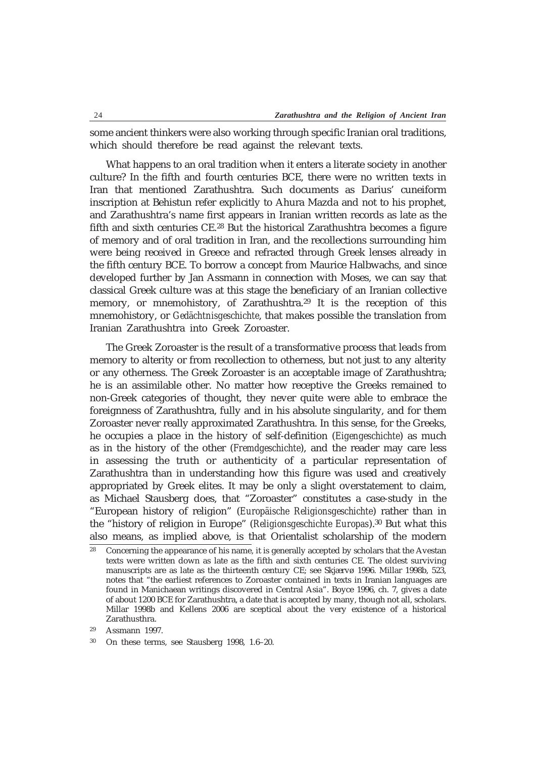some ancient thinkers were also working through specific Iranian oral traditions, which should therefore be read against the relevant texts.

What happens to an oral tradition when it enters a literate society in another culture? In the fifth and fourth centuries BCE, there were no written texts in Iran that mentioned Zarathushtra. Such documents as Darius' cuneiform inscription at Behistun refer explicitly to Ahura Mazda and not to his prophet, and Zarathushtra's name first appears in Iranian written records as late as the fifth and sixth centuries CE.[28] But the historical Zarathushtra becomes a figure of memory and of oral tradition in Iran, and the recollections surrounding him were being received in Greece and refracted through Greek lenses already in the fifth century BCE. To borrow a concept from Maurice Halbwachs, and since developed further by Jan Assmann in connection with Moses, we can say that classical Greek culture was at this stage the beneficiary of an Iranian collective memory, or mnemohistory, of Zarathushtra.[29] It is the reception of this mnemohistory, or *Gedächtnisgeschichte*, that makes possible the translation from Iranian Zarathushtra into Greek Zoroaster.

The Greek Zoroaster is the result of a transformative process that leads from memory to alterity or from recollection to otherness, but not just to any alterity or any otherness. The Greek Zoroaster is an acceptable image of Zarathushtra; he is an assimilable other. No matter how receptive the Greeks remained to non-Greek categories of thought, they never quite were able to embrace the foreignness of Zarathushtra, fully and in his absolute singularity, and for them Zoroaster never really approximated Zarathushtra. In this sense, for the Greeks, he occupies a place in the history of self-definition (*Eigengeschichte*) as much as in the history of the other (*Fremdgeschichte*), and the reader may care less in assessing the truth or authenticity of a particular representation of Zarathushtra than in understanding how this figure was used and creatively appropriated by Greek elites. It may be only a slight overstatement to claim, as Michael Stausberg does, that "Zoroaster" constitutes a case-study in the "European history of religion" (*Europäische Religionsgeschichte*) rather than in the "history of religion in Europe" (*Religionsgeschichte Europas*).[30] But what this also means, as implied above, is that Orientalist scholarship of the modern

---

[28] Concerning the appearance of his name, it is generally accepted by scholars that the Avestan texts were written down as late as the fifth and sixth centuries CE. The oldest surviving manuscripts are as late as the thirteenth century CE; see Skjærvø 1996. Millar 1998b, 523, notes that "the earliest references to Zoroaster contained in texts in Iranian languages are found in Manichaean writings discovered in Central Asia". Boyce 1996, ch. 7, gives a date of about 1200 BCE for Zarathushtra, a date that is accepted by many, though not all, scholars. Millar 1998b and Kellens 2006 are sceptical about the very existence of a historical Zarathusthra.

[29] Assmann 1997.

[30] On these terms, see Stausberg 1998, 1.6–20.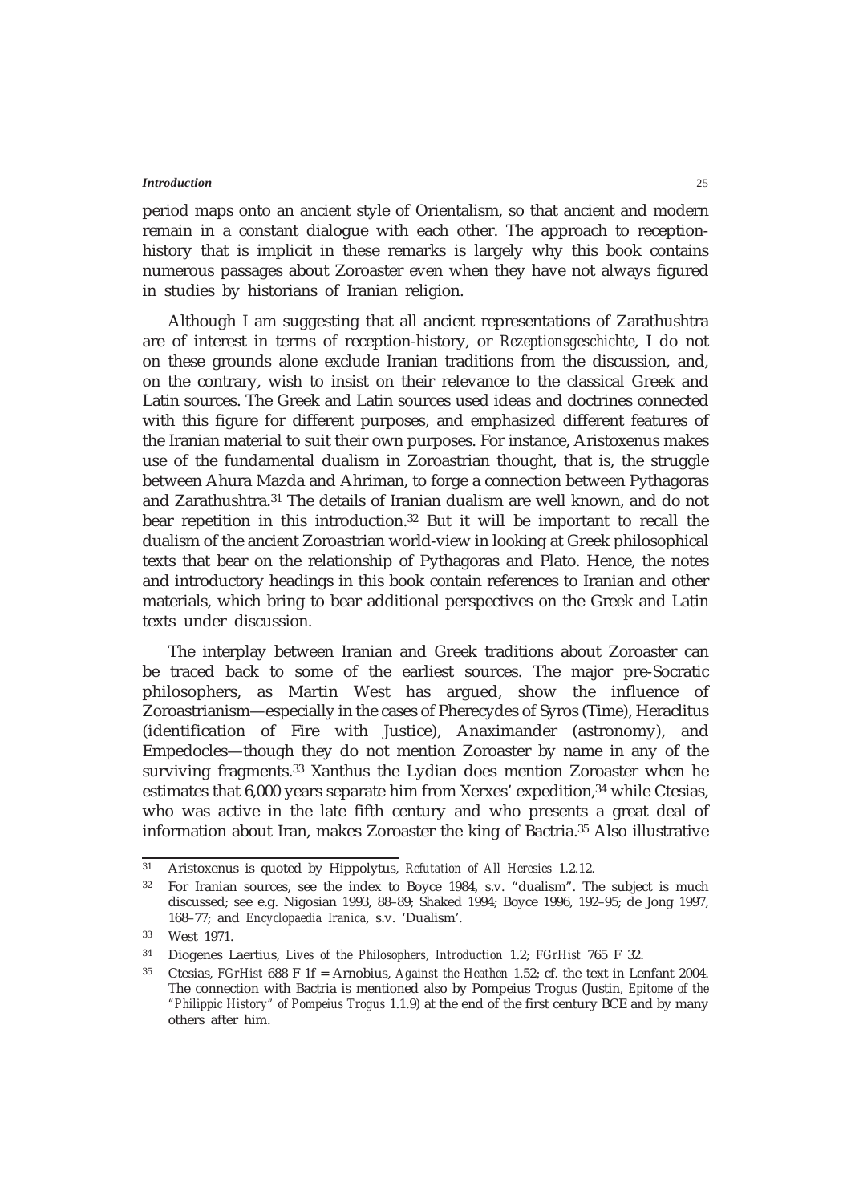period maps onto an ancient style of Orientalism, so that ancient and modern remain in a constant dialogue with each other. The approach to reception-history that is implicit in these remarks is largely why this book contains numerous passages about Zoroaster even when they have not always figured in studies by historians of Iranian religion.

Although I am suggesting that all ancient representations of Zarathushtra are of interest in terms of reception-history, or *Rezeptionsgeschichte*, I do not on these grounds alone exclude Iranian traditions from the discussion, and, on the contrary, wish to insist on their relevance to the classical Greek and Latin sources. The Greek and Latin sources used ideas and doctrines connected with this figure for different purposes, and emphasized different features of the Iranian material to suit their own purposes. For instance, Aristoxenus makes use of the fundamental dualism in Zoroastrian thought, that is, the struggle between Ahura Mazda and Ahriman, to forge a connection between Pythagoras and Zarathushtra.[31] The details of Iranian dualism are well known, and do not bear repetition in this introduction.[32] But it will be important to recall the dualism of the ancient Zoroastrian world-view in looking at Greek philosophical texts that bear on the relationship of Pythagoras and Plato. Hence, the notes and introductory headings in this book contain references to Iranian and other materials, which bring to bear additional perspectives on the Greek and Latin texts under discussion.

The interplay between Iranian and Greek traditions about Zoroaster can be traced back to some of the earliest sources. The major pre-Socratic philosophers, as Martin West has argued, show the influence of Zoroastrianism—especially in the cases of Pherecydes of Syros (Time), Heraclitus (identification of Fire with Justice), Anaximander (astronomy), and Empedocles—though they do not mention Zoroaster by name in any of the surviving fragments.[33] Xanthus the Lydian does mention Zoroaster when he estimates that 6,000 years separate him from Xerxes' expedition,[34] while Ctesias, who was active in the late fifth century and who presents a great deal of information about Iran, makes Zoroaster the king of Bactria.[35] Also illustrative

---

31 Aristoxenus is quoted by Hippolytus, *Refutation of All Heresies* 1.2.12.

32 For Iranian sources, see the index to Boyce 1984, s.v. "dualism". The subject is much discussed; see e.g. Nigosian 1993, 88–89; Shaked 1994; Boyce 1996, 192–95; de Jong 1997, 168–77; and *Encyclopaedia Iranica*, s.v. 'Dualism'.

33 West 1971.

34 Diogenes Laertius, *Lives of the Philosophers, Introduction* 1.2; *FGrHist* 765 F 32.

35 Ctesias, *FGrHist* 688 F 1f = Arnobius, *Against the Heathen* 1.52; cf. the text in Lenfant 2004. The connection with Bactria is mentioned also by Pompeius Trogus (Justin, *Epitome of the "Philippic History" of Pompeius Trogus* 1.1.9) at the end of the first century BCE and by many others after him.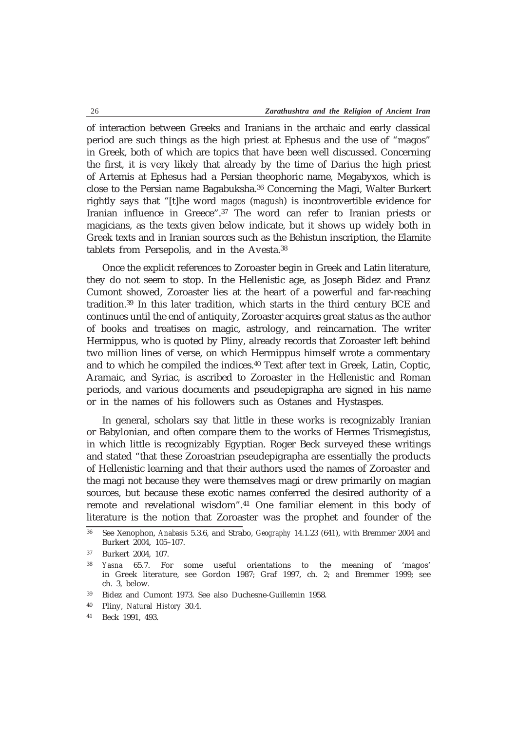of interaction between Greeks and Iranians in the archaic and early classical period are such things as the high priest at Ephesus and the use of "magos" in Greek, both of which are topics that have been well discussed. Concerning the first, it is very likely that already by the time of Darius the high priest of Artemis at Ephesus had a Persian theophoric name, Megabyxos, which is close to the Persian name Bagabuksha.[36] Concerning the Magi, Walter Burkert rightly says that "[t]he word *magos* (*magush*) is incontrovertible evidence for Iranian influence in Greece".[37] The word can refer to Iranian priests or magicians, as the texts given below indicate, but it shows up widely both in Greek texts and in Iranian sources such as the Behistun inscription, the Elamite tablets from Persepolis, and in the Avesta.[38]

Once the explicit references to Zoroaster begin in Greek and Latin literature, they do not seem to stop. In the Hellenistic age, as Joseph Bidez and Franz Cumont showed, Zoroaster lies at the heart of a powerful and far-reaching tradition.[39] In this later tradition, which starts in the third century BCE and continues until the end of antiquity, Zoroaster acquires great status as the author of books and treatises on magic, astrology, and reincarnation. The writer Hermippus, who is quoted by Pliny, already records that Zoroaster left behind two million lines of verse, on which Hermippus himself wrote a commentary and to which he compiled the indices.[40] Text after text in Greek, Latin, Coptic, Aramaic, and Syriac, is ascribed to Zoroaster in the Hellenistic and Roman periods, and various documents and pseudepigrapha are signed in his name or in the names of his followers such as Ostanes and Hystaspes.

In general, scholars say that little in these works is recognizably Iranian or Babylonian, and often compare them to the works of Hermes Trismegistus, in which little is recognizably Egyptian. Roger Beck surveyed these writings and stated "that these Zoroastrian pseudepigrapha are essentially the products of Hellenistic learning and that their authors used the names of Zoroaster and the magi not because they were themselves magi or drew primarily on magian sources, but because these exotic names conferred the desired authority of a remote and revelational wisdom".[41] One familiar element in this body of literature is the notion that Zoroaster was the prophet and founder of the

---

[36] See Xenophon, *Anabasis* 5.3.6, and Strabo, *Geography* 14.1.23 (641), with Bremmer 2004 and Burkert 2004, 105–107.

[37] Burkert 2004, 107.

[38] *Yasna* 65.7. For some useful orientations to the meaning of 'magos' in Greek literature, see Gordon 1987; Graf 1997, ch. 2; and Bremmer 1999; see ch. 3, below.

[39] Bidez and Cumont 1973. See also Duchesne-Guillemin 1958.

[40] Pliny, *Natural History* 30.4.

[41] Beck 1991, 493.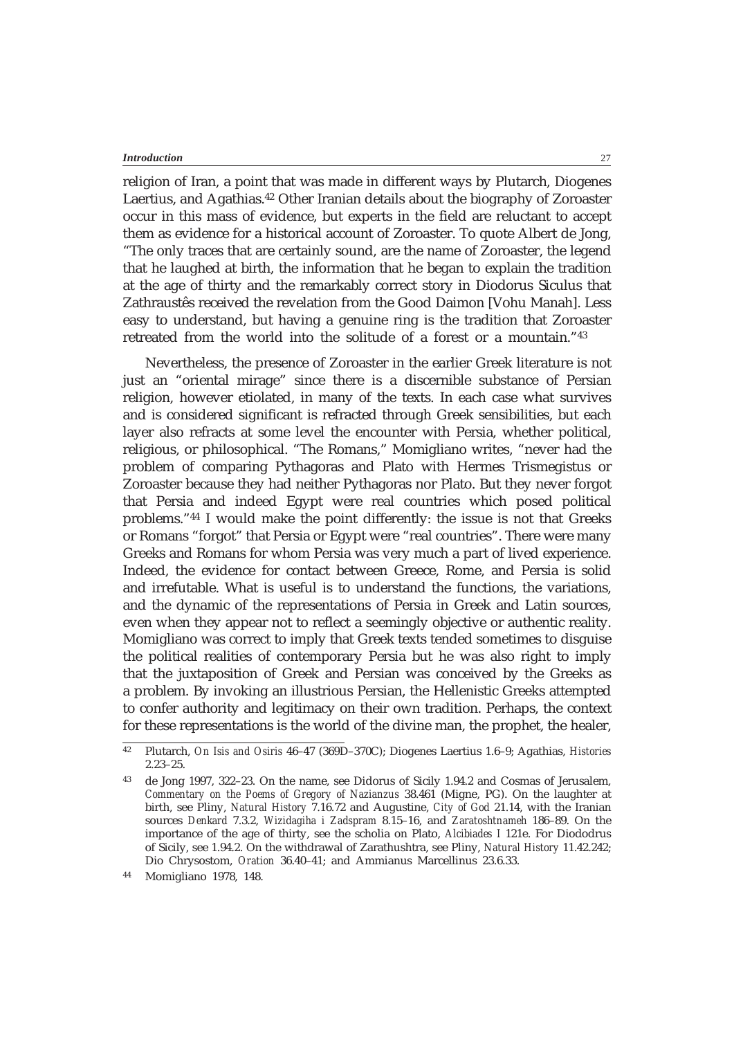religion of Iran, a point that was made in different ways by Plutarch, Diogenes Laertius, and Agathias.[42] Other Iranian details about the biography of Zoroaster occur in this mass of evidence, but experts in the field are reluctant to accept them as evidence for a historical account of Zoroaster. To quote Albert de Jong, "The only traces that are certainly sound, are the name of Zoroaster, the legend that he laughed at birth, the information that he began to explain the tradition at the age of thirty and the remarkably correct story in Diodorus Siculus that Zathraustês received the revelation from the Good Daimon [Vohu Manah]. Less easy to understand, but having a genuine ring is the tradition that Zoroaster retreated from the world into the solitude of a forest or a mountain."[43]

Nevertheless, the presence of Zoroaster in the earlier Greek literature is not just an "oriental mirage" since there is a discernible substance of Persian religion, however etiolated, in many of the texts. In each case what survives and is considered significant is refracted through Greek sensibilities, but each layer also refracts at some level the encounter with Persia, whether political, religious, or philosophical. "The Romans," Momigliano writes, "never had the problem of comparing Pythagoras and Plato with Hermes Trismegistus or Zoroaster because they had neither Pythagoras nor Plato. But they never forgot that Persia and indeed Egypt were real countries which posed political problems."[44] I would make the point differently: the issue is not that Greeks or Romans "forgot" that Persia or Egypt were "real countries". There were many Greeks and Romans for whom Persia was very much a part of lived experience. Indeed, the evidence for contact between Greece, Rome, and Persia is solid and irrefutable. What is useful is to understand the functions, the variations, and the dynamic of the representations of Persia in Greek and Latin sources, even when they appear not to reflect a seemingly objective or authentic reality. Momigliano was correct to imply that Greek texts tended sometimes to disguise the political realities of contemporary Persia but he was also right to imply that the juxtaposition of Greek and Persian was conceived by the Greeks as a problem. By invoking an illustrious Persian, the Hellenistic Greeks attempted to confer authority and legitimacy on their own tradition. Perhaps, the context for these representations is the world of the divine man, the prophet, the healer,

---

[42] Plutarch, *On Isis and Osiris* 46–47 (369D–370C); Diogenes Laertius 1.6–9; Agathias, *Histories* 2.23–25.

[43] de Jong 1997, 322–23. On the name, see Didorus of Sicily 1.94.2 and Cosmas of Jerusalem, *Commentary on the Poems of Gregory of Nazianzus* 38.461 (Migne, PG). On the laughter at birth, see Pliny, *Natural History* 7.16.72 and Augustine, *City of God* 21.14, with the Iranian sources *Denkard* 7.3.2, *Wizidagiha i Zadspram* 8.15–16, and *Zaratoshtnameh* 186–89. On the importance of the age of thirty, see the scholia on Plato, *Alcibiades I* 121e. For Diododrus of Sicily, see 1.94.2. On the withdrawal of Zarathushtra, see Pliny, *Natural History* 11.42.242; Dio Chrysostom, *Oration* 36.40–41; and Ammianus Marcellinus 23.6.33.

[44] Momigliano 1978, 148.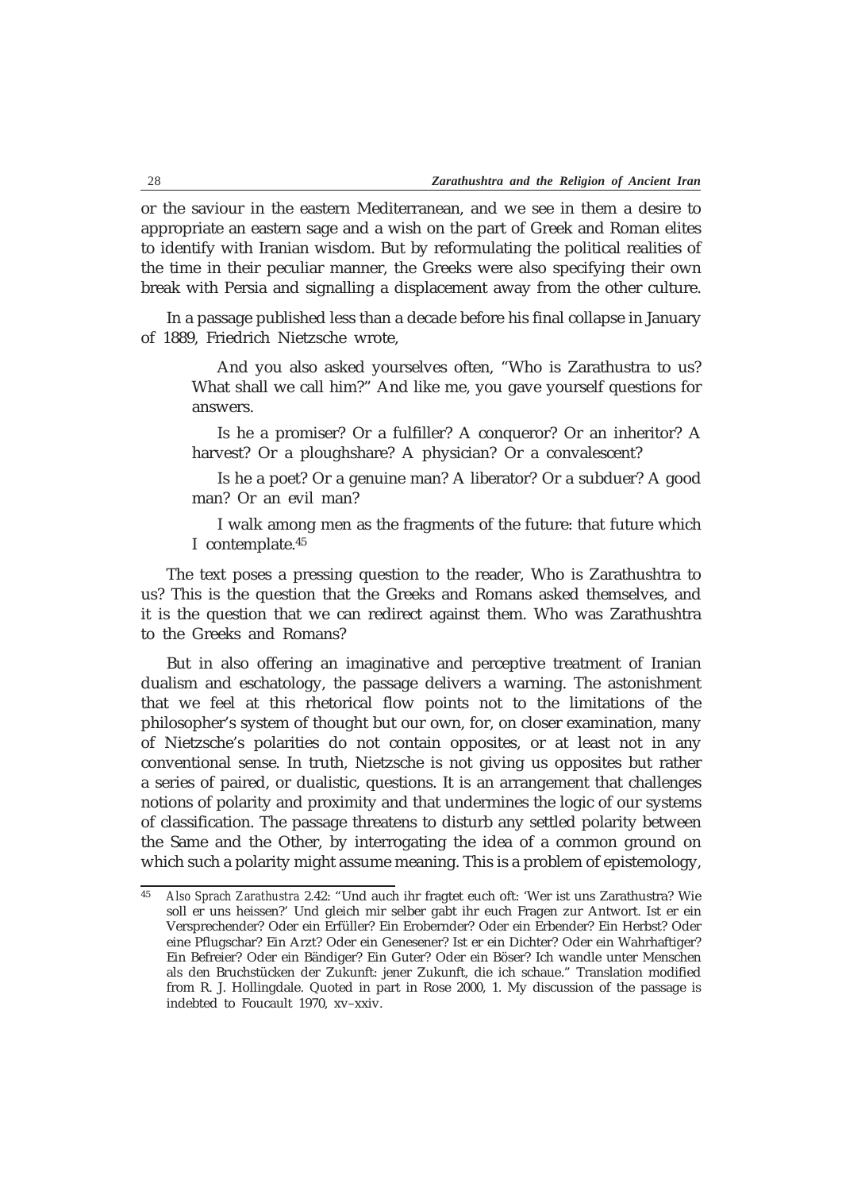or the saviour in the eastern Mediterranean, and we see in them a desire to appropriate an eastern sage and a wish on the part of Greek and Roman elites to identify with Iranian wisdom. But by reformulating the political realities of the time in their peculiar manner, the Greeks were also specifying their own break with Persia and signalling a displacement away from the other culture.

In a passage published less than a decade before his final collapse in January of 1889, Friedrich Nietzsche wrote,

> And you also asked yourselves often, "Who is Zarathustra to us? What shall we call him?" And like me, you gave yourself questions for answers.
>
> Is he a promiser? Or a fulfiller? A conqueror? Or an inheritor? A harvest? Or a ploughshare? A physician? Or a convalescent?
>
> Is he a poet? Or a genuine man? A liberator? Or a subduer? A good man? Or an evil man?
>
> I walk among men as the fragments of the future: that future which I contemplate.[45]

The text poses a pressing question to the reader, Who is Zarathushtra to us? This is the question that the Greeks and Romans asked themselves, and it is the question that we can redirect against them. Who was Zarathushtra to the Greeks and Romans?

But in also offering an imaginative and perceptive treatment of Iranian dualism and eschatology, the passage delivers a warning. The astonishment that we feel at this rhetorical flow points not to the limitations of the philosopher's system of thought but our own, for, on closer examination, many of Nietzsche's polarities do not contain opposites, or at least not in any conventional sense. In truth, Nietzsche is not giving us opposites but rather a series of paired, or dualistic, questions. It is an arrangement that challenges notions of polarity and proximity and that undermines the logic of our systems of classification. The passage threatens to disturb any settled polarity between the Same and the Other, by interrogating the idea of a common ground on which such a polarity might assume meaning. This is a problem of epistemology,

---

[45] *Also Sprach Zarathustra* 2.42: "Und auch ihr fragtet euch oft: 'Wer ist uns Zarathustra? Wie soll er uns heissen?' Und gleich mir selber gabt ihr euch Fragen zur Antwort. Ist er ein Versprechender? Oder ein Erfüller? Ein Erobernder? Oder ein Erbender? Ein Herbst? Oder eine Pflugschar? Ein Arzt? Oder ein Genesener? Ist er ein Dichter? Oder ein Wahrhaftiger? Ein Befreier? Oder ein Bändiger? Ein Guter? Oder ein Böser? Ich wandle unter Menschen als den Bruchstücken der Zukunft: jener Zukunft, die ich schaue." Translation modified from R. J. Hollingdale. Quoted in part in Rose 2000, 1. My discussion of the passage is indebted to Foucault 1970, xv–xxiv.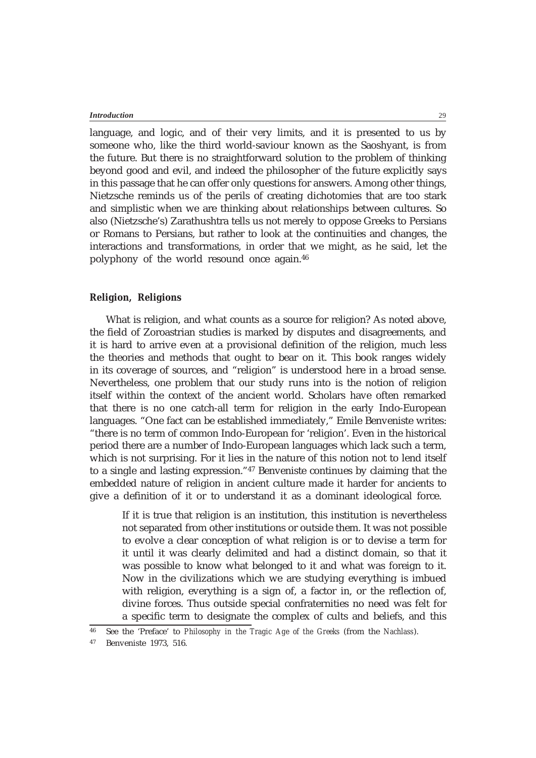language, and logic, and of their very limits, and it is presented to us by someone who, like the third world-saviour known as the Saoshyant, is from the future. But there is no straightforward solution to the problem of thinking beyond good and evil, and indeed the philosopher of the future explicitly says in this passage that he can offer only questions for answers. Among other things, Nietzsche reminds us of the perils of creating dichotomies that are too stark and simplistic when we are thinking about relationships between cultures. So also (Nietzsche's) Zarathushtra tells us not merely to oppose Greeks to Persians or Romans to Persians, but rather to look at the continuities and changes, the interactions and transformations, in order that we might, as he said, let the polyphony of the world resound once again.[46]

## Religion, Religions

What is religion, and what counts as a source for religion? As noted above, the field of Zoroastrian studies is marked by disputes and disagreements, and it is hard to arrive even at a provisional definition of the religion, much less the theories and methods that ought to bear on it. This book ranges widely in its coverage of sources, and "religion" is understood here in a broad sense. Nevertheless, one problem that our study runs into is the notion of religion itself within the context of the ancient world. Scholars have often remarked that there is no one catch-all term for religion in the early Indo-European languages. "One fact can be established immediately," Emile Benveniste writes: "there is no term of common Indo-European for 'religion'. Even in the historical period there are a number of Indo-European languages which lack such a term, which is not surprising. For it lies in the nature of this notion not to lend itself to a single and lasting expression."[47] Benveniste continues by claiming that the embedded nature of religion in ancient culture made it harder for ancients to give a definition of it or to understand it as a dominant ideological force.

> If it is true that religion is an institution, this institution is nevertheless not separated from other institutions or outside them. It was not possible to evolve a clear conception of what religion is or to devise a term for it until it was clearly delimited and had a distinct domain, so that it was possible to know what belonged to it and what was foreign to it. Now in the civilizations which we are studying everything is imbued with religion, everything is a sign of, a factor in, or the reflection of, divine forces. Thus outside special confraternities no need was felt for a specific term to designate the complex of cults and beliefs, and this

---

[46] See the 'Preface' to *Philosophy in the Tragic Age of the Greeks* (from the *Nachlass*).

[47] Benveniste 1973, 516.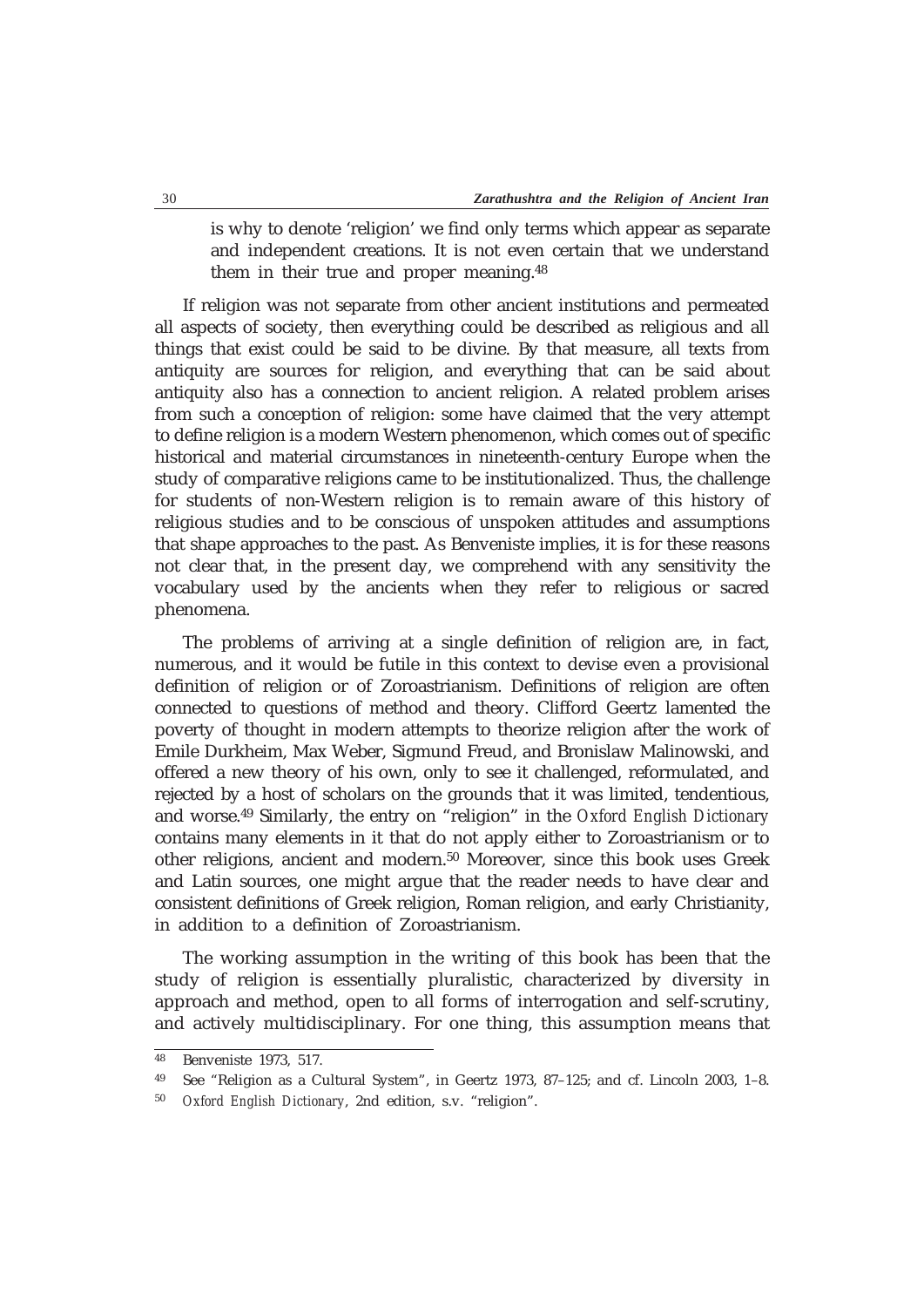is why to denote 'religion' we find only terms which appear as separate and independent creations. It is not even certain that we understand them in their true and proper meaning.[48]

If religion was not separate from other ancient institutions and permeated all aspects of society, then everything could be described as religious and all things that exist could be said to be divine. By that measure, all texts from antiquity are sources for religion, and everything that can be said about antiquity also has a connection to ancient religion. A related problem arises from such a conception of religion: some have claimed that the very attempt to define religion is a modern Western phenomenon, which comes out of specific historical and material circumstances in nineteenth-century Europe when the study of comparative religions came to be institutionalized. Thus, the challenge for students of non-Western religion is to remain aware of this history of religious studies and to be conscious of unspoken attitudes and assumptions that shape approaches to the past. As Benveniste implies, it is for these reasons not clear that, in the present day, we comprehend with any sensitivity the vocabulary used by the ancients when they refer to religious or sacred phenomena.

The problems of arriving at a single definition of religion are, in fact, numerous, and it would be futile in this context to devise even a provisional definition of religion or of Zoroastrianism. Definitions of religion are often connected to questions of method and theory. Clifford Geertz lamented the poverty of thought in modern attempts to theorize religion after the work of Emile Durkheim, Max Weber, Sigmund Freud, and Bronislaw Malinowski, and offered a new theory of his own, only to see it challenged, reformulated, and rejected by a host of scholars on the grounds that it was limited, tendentious, and worse.[49] Similarly, the entry on "religion" in the *Oxford English Dictionary* contains many elements in it that do not apply either to Zoroastrianism or to other religions, ancient and modern.[50] Moreover, since this book uses Greek and Latin sources, one might argue that the reader needs to have clear and consistent definitions of Greek religion, Roman religion, and early Christianity, in addition to a definition of Zoroastrianism.

The working assumption in the writing of this book has been that the study of religion is essentially pluralistic, characterized by diversity in approach and method, open to all forms of interrogation and self-scrutiny, and actively multidisciplinary. For one thing, this assumption means that

---

[48] Benveniste 1973, 517.

[49] See "Religion as a Cultural System", in Geertz 1973, 87–125; and cf. Lincoln 2003, 1–8.

[50] *Oxford English Dictionary*, 2nd edition, s.v. "religion".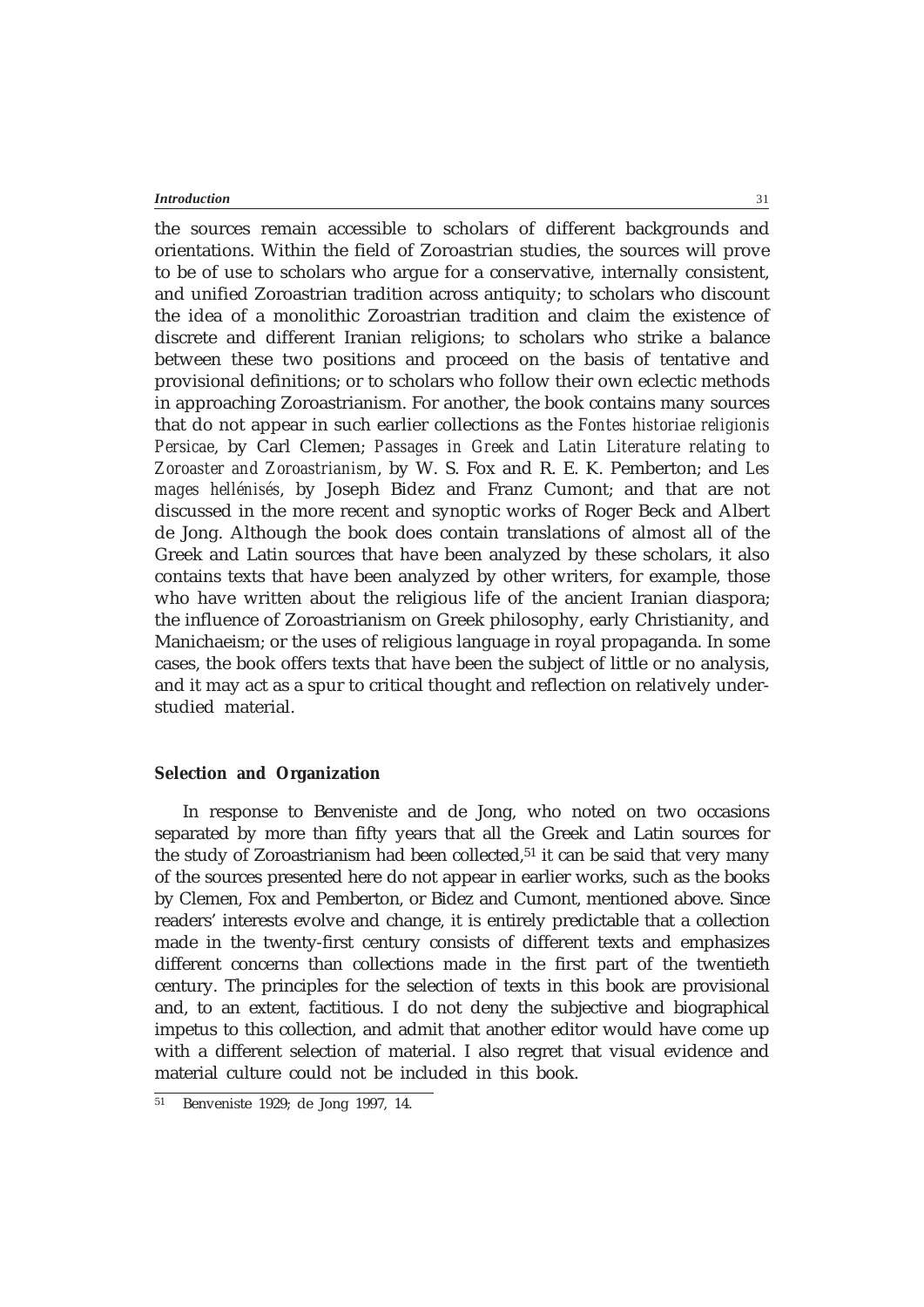the sources remain accessible to scholars of different backgrounds and orientations. Within the field of Zoroastrian studies, the sources will prove to be of use to scholars who argue for a conservative, internally consistent, and unified Zoroastrian tradition across antiquity; to scholars who discount the idea of a monolithic Zoroastrian tradition and claim the existence of discrete and different Iranian religions; to scholars who strike a balance between these two positions and proceed on the basis of tentative and provisional definitions; or to scholars who follow their own eclectic methods in approaching Zoroastrianism. For another, the book contains many sources that do not appear in such earlier collections as the *Fontes historiae religionis Persicae*, by Carl Clemen; *Passages in Greek and Latin Literature relating to Zoroaster and Zoroastrianism*, by W. S. Fox and R. E. K. Pemberton; and *Les mages hellénisés*, by Joseph Bidez and Franz Cumont; and that are not discussed in the more recent and synoptic works of Roger Beck and Albert de Jong. Although the book does contain translations of almost all of the Greek and Latin sources that have been analyzed by these scholars, it also contains texts that have been analyzed by other writers, for example, those who have written about the religious life of the ancient Iranian diaspora; the influence of Zoroastrianism on Greek philosophy, early Christianity, and Manichaeism; or the uses of religious language in royal propaganda. In some cases, the book offers texts that have been the subject of little or no analysis, and it may act as a spur to critical thought and reflection on relatively understudied material.

## Selection and Organization

In response to Benveniste and de Jong, who noted on two occasions separated by more than fifty years that all the Greek and Latin sources for the study of Zoroastrianism had been collected,[51] it can be said that very many of the sources presented here do not appear in earlier works, such as the books by Clemen, Fox and Pemberton, or Bidez and Cumont, mentioned above. Since readers' interests evolve and change, it is entirely predictable that a collection made in the twenty-first century consists of different texts and emphasizes different concerns than collections made in the first part of the twentieth century. The principles for the selection of texts in this book are provisional and, to an extent, factitious. I do not deny the subjective and biographical impetus to this collection, and admit that another editor would have come up with a different selection of material. I also regret that visual evidence and material culture could not be included in this book.

[51] Benveniste 1929; de Jong 1997, 14.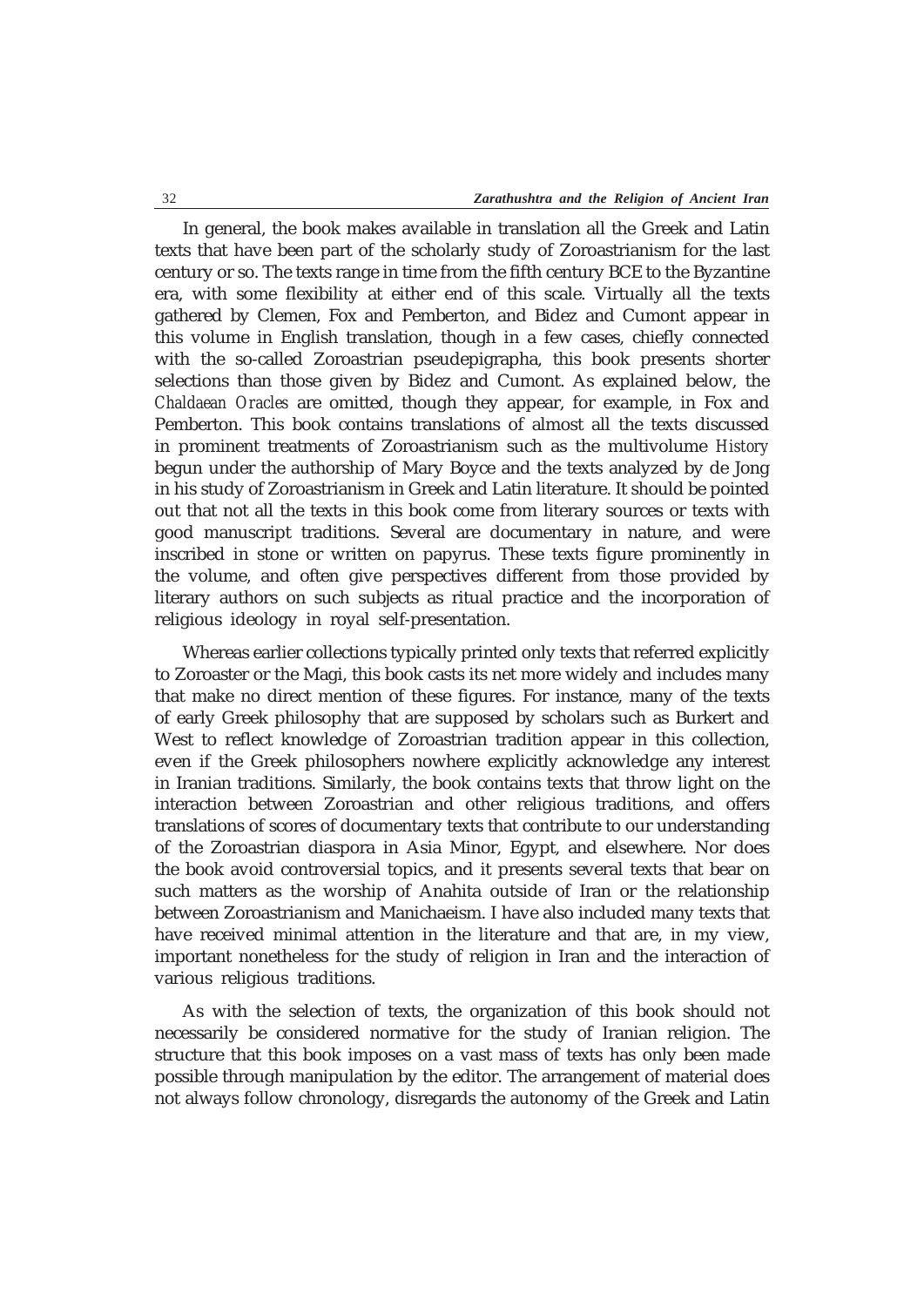In general, the book makes available in translation all the Greek and Latin texts that have been part of the scholarly study of Zoroastrianism for the last century or so. The texts range in time from the fifth century BCE to the Byzantine era, with some flexibility at either end of this scale. Virtually all the texts gathered by Clemen, Fox and Pemberton, and Bidez and Cumont appear in this volume in English translation, though in a few cases, chiefly connected with the so-called Zoroastrian pseudepigrapha, this book presents shorter selections than those given by Bidez and Cumont. As explained below, the *Chaldaean Oracles* are omitted, though they appear, for example, in Fox and Pemberton. This book contains translations of almost all the texts discussed in prominent treatments of Zoroastrianism such as the multivolume *History* begun under the authorship of Mary Boyce and the texts analyzed by de Jong in his study of Zoroastrianism in Greek and Latin literature. It should be pointed out that not all the texts in this book come from literary sources or texts with good manuscript traditions. Several are documentary in nature, and were inscribed in stone or written on papyrus. These texts figure prominently in the volume, and often give perspectives different from those provided by literary authors on such subjects as ritual practice and the incorporation of religious ideology in royal self-presentation.

Whereas earlier collections typically printed only texts that referred explicitly to Zoroaster or the Magi, this book casts its net more widely and includes many that make no direct mention of these figures. For instance, many of the texts of early Greek philosophy that are supposed by scholars such as Burkert and West to reflect knowledge of Zoroastrian tradition appear in this collection, even if the Greek philosophers nowhere explicitly acknowledge any interest in Iranian traditions. Similarly, the book contains texts that throw light on the interaction between Zoroastrian and other religious traditions, and offers translations of scores of documentary texts that contribute to our understanding of the Zoroastrian diaspora in Asia Minor, Egypt, and elsewhere. Nor does the book avoid controversial topics, and it presents several texts that bear on such matters as the worship of Anahita outside of Iran or the relationship between Zoroastrianism and Manichaeism. I have also included many texts that have received minimal attention in the literature and that are, in my view, important nonetheless for the study of religion in Iran and the interaction of various religious traditions.

As with the selection of texts, the organization of this book should not necessarily be considered normative for the study of Iranian religion. The structure that this book imposes on a vast mass of texts has only been made possible through manipulation by the editor. The arrangement of material does not always follow chronology, disregards the autonomy of the Greek and Latin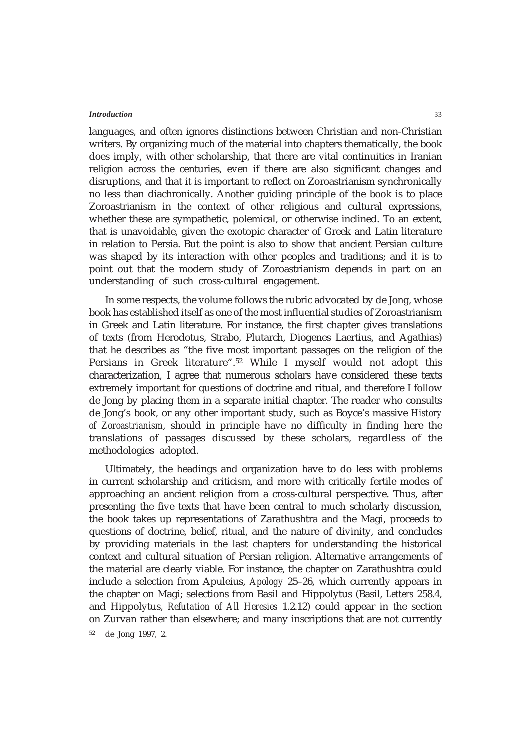languages, and often ignores distinctions between Christian and non-Christian writers. By organizing much of the material into chapters thematically, the book does imply, with other scholarship, that there are vital continuities in Iranian religion across the centuries, even if there are also significant changes and disruptions, and that it is important to reflect on Zoroastrianism synchronically no less than diachronically. Another guiding principle of the book is to place Zoroastrianism in the context of other religious and cultural expressions, whether these are sympathetic, polemical, or otherwise inclined. To an extent, that is unavoidable, given the exotopic character of Greek and Latin literature in relation to Persia. But the point is also to show that ancient Persian culture was shaped by its interaction with other peoples and traditions; and it is to point out that the modern study of Zoroastrianism depends in part on an understanding of such cross-cultural engagement.

In some respects, the volume follows the rubric advocated by de Jong, whose book has established itself as one of the most influential studies of Zoroastrianism in Greek and Latin literature. For instance, the first chapter gives translations of texts (from Herodotus, Strabo, Plutarch, Diogenes Laertius, and Agathias) that he describes as "the five most important passages on the religion of the Persians in Greek literature".[52] While I myself would not adopt this characterization, I agree that numerous scholars have considered these texts extremely important for questions of doctrine and ritual, and therefore I follow de Jong by placing them in a separate initial chapter. The reader who consults de Jong's book, or any other important study, such as Boyce's massive *History of Zoroastrianism*, should in principle have no difficulty in finding here the translations of passages discussed by these scholars, regardless of the methodologies adopted.

Ultimately, the headings and organization have to do less with problems in current scholarship and criticism, and more with critically fertile modes of approaching an ancient religion from a cross-cultural perspective. Thus, after presenting the five texts that have been central to much scholarly discussion, the book takes up representations of Zarathushtra and the Magi, proceeds to questions of doctrine, belief, ritual, and the nature of divinity, and concludes by providing materials in the last chapters for understanding the historical context and cultural situation of Persian religion. Alternative arrangements of the material are clearly viable. For instance, the chapter on Zarathushtra could include a selection from Apuleius, *Apology* 25–26, which currently appears in the chapter on Magi; selections from Basil and Hippolytus (Basil, *Letters* 258.4, and Hippolytus, *Refutation of All Heresies* 1.2.12) could appear in the section on Zurvan rather than elsewhere; and many inscriptions that are not currently

[52] de Jong 1997, 2.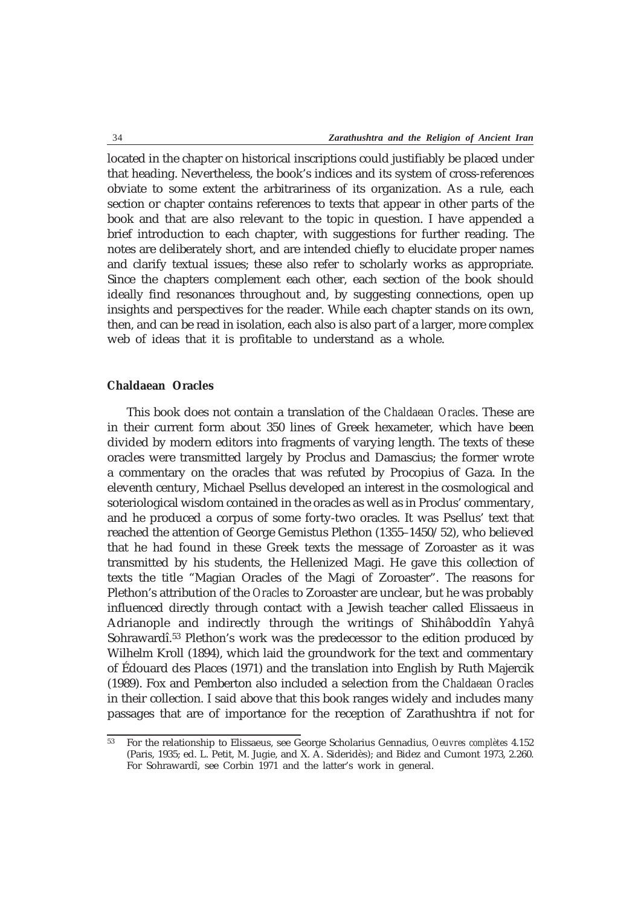located in the chapter on historical inscriptions could justifiably be placed under that heading. Nevertheless, the book's indices and its system of cross-references obviate to some extent the arbitrariness of its organization. As a rule, each section or chapter contains references to texts that appear in other parts of the book and that are also relevant to the topic in question. I have appended a brief introduction to each chapter, with suggestions for further reading. The notes are deliberately short, and are intended chiefly to elucidate proper names and clarify textual issues; these also refer to scholarly works as appropriate. Since the chapters complement each other, each section of the book should ideally find resonances throughout and, by suggesting connections, open up insights and perspectives for the reader. While each chapter stands on its own, then, and can be read in isolation, each also is also part of a larger, more complex web of ideas that it is profitable to understand as a whole.

### Chaldaean Oracles

This book does not contain a translation of the *Chaldaean Oracles*. These are in their current form about 350 lines of Greek hexameter, which have been divided by modern editors into fragments of varying length. The texts of these oracles were transmitted largely by Proclus and Damascius; the former wrote a commentary on the oracles that was refuted by Procopius of Gaza. In the eleventh century, Michael Psellus developed an interest in the cosmological and soteriological wisdom contained in the oracles as well as in Proclus' commentary, and he produced a corpus of some forty-two oracles. It was Psellus' text that reached the attention of George Gemistus Plethon (1355–1450/52), who believed that he had found in these Greek texts the message of Zoroaster as it was transmitted by his students, the Hellenized Magi. He gave this collection of texts the title "Magian Oracles of the Magi of Zoroaster". The reasons for Plethon's attribution of the *Oracles* to Zoroaster are unclear, but he was probably influenced directly through contact with a Jewish teacher called Elissaeus in Adrianople and indirectly through the writings of Shihâboddîn Yahyâ Sohrawardî.[53] Plethon's work was the predecessor to the edition produced by Wilhelm Kroll (1894), which laid the groundwork for the text and commentary of Édouard des Places (1971) and the translation into English by Ruth Majercik (1989). Fox and Pemberton also included a selection from the *Chaldaean Oracles* in their collection. I said above that this book ranges widely and includes many passages that are of importance for the reception of Zarathushtra if not for

---

[53] For the relationship to Elissaeus, see George Scholarius Gennadius, *Oeuvres complètes* 4.152 (Paris, 1935; ed. L. Petit, M. Jugie, and X. A. Sideridès); and Bidez and Cumont 1973, 2.260. For Sohrawardî, see Corbin 1971 and the latter's work in general.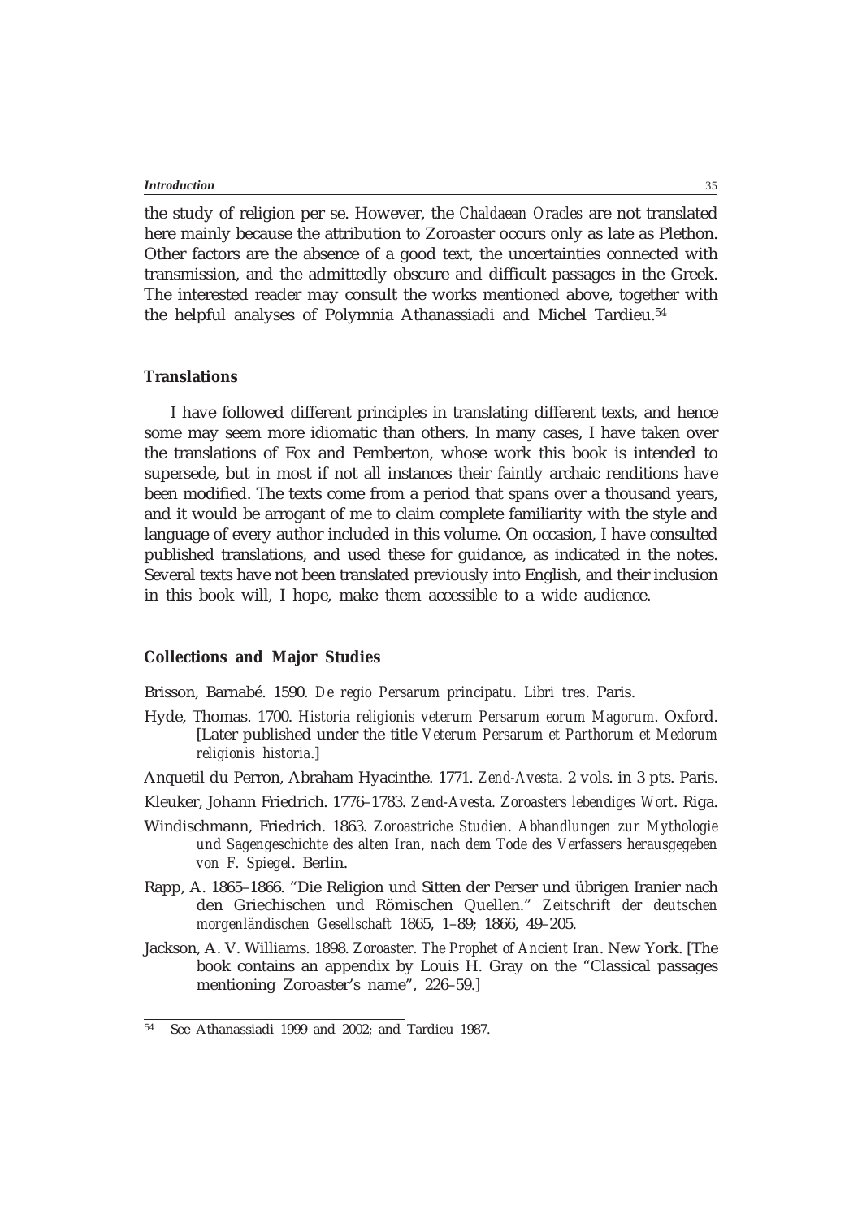the study of religion per se. However, the *Chaldaean Oracles* are not translated here mainly because the attribution to Zoroaster occurs only as late as Plethon. Other factors are the absence of a good text, the uncertainties connected with transmission, and the admittedly obscure and difficult passages in the Greek. The interested reader may consult the works mentioned above, together with the helpful analyses of Polymnia Athanassiadi and Michel Tardieu.[54]

## Translations

I have followed different principles in translating different texts, and hence some may seem more idiomatic than others. In many cases, I have taken over the translations of Fox and Pemberton, whose work this book is intended to supersede, but in most if not all instances their faintly archaic renditions have been modified. The texts come from a period that spans over a thousand years, and it would be arrogant of me to claim complete familiarity with the style and language of every author included in this volume. On occasion, I have consulted published translations, and used these for guidance, as indicated in the notes. Several texts have not been translated previously into English, and their inclusion in this book will, I hope, make them accessible to a wide audience.

## Collections and Major Studies

Brisson, Barnabé. 1590. *De regio Persarum principatu. Libri tres*. Paris.

Hyde, Thomas. 1700. *Historia religionis veterum Persarum eorum Magorum*. Oxford. [Later published under the title *Veterum Persarum et Parthorum et Medorum religionis historia*.]

Anquetil du Perron, Abraham Hyacinthe. 1771. *Zend-Avesta*. 2 vols. in 3 pts. Paris.

Kleuker, Johann Friedrich. 1776–1783. *Zend-Avesta. Zoroasters lebendiges Wort*. Riga.

Windischmann, Friedrich. 1863. *Zoroastriche Studien. Abhandlungen zur Mythologie und Sagengeschichte des alten Iran, nach dem Tode des Verfassers herausgegeben von F. Spiegel*. Berlin.

Rapp, A. 1865–1866. "Die Religion und Sitten der Perser und übrigen Iranier nach den Griechischen und Römischen Quellen." *Zeitschrift der deutschen morgenländischen Gesellschaft* 1865, 1–89; 1866, 49–205.

Jackson, A. V. Williams. 1898. *Zoroaster. The Prophet of Ancient Iran*. New York. [The book contains an appendix by Louis H. Gray on the "Classical passages mentioning Zoroaster's name", 226–59.]

---

54 See Athanassiadi 1999 and 2002; and Tardieu 1987.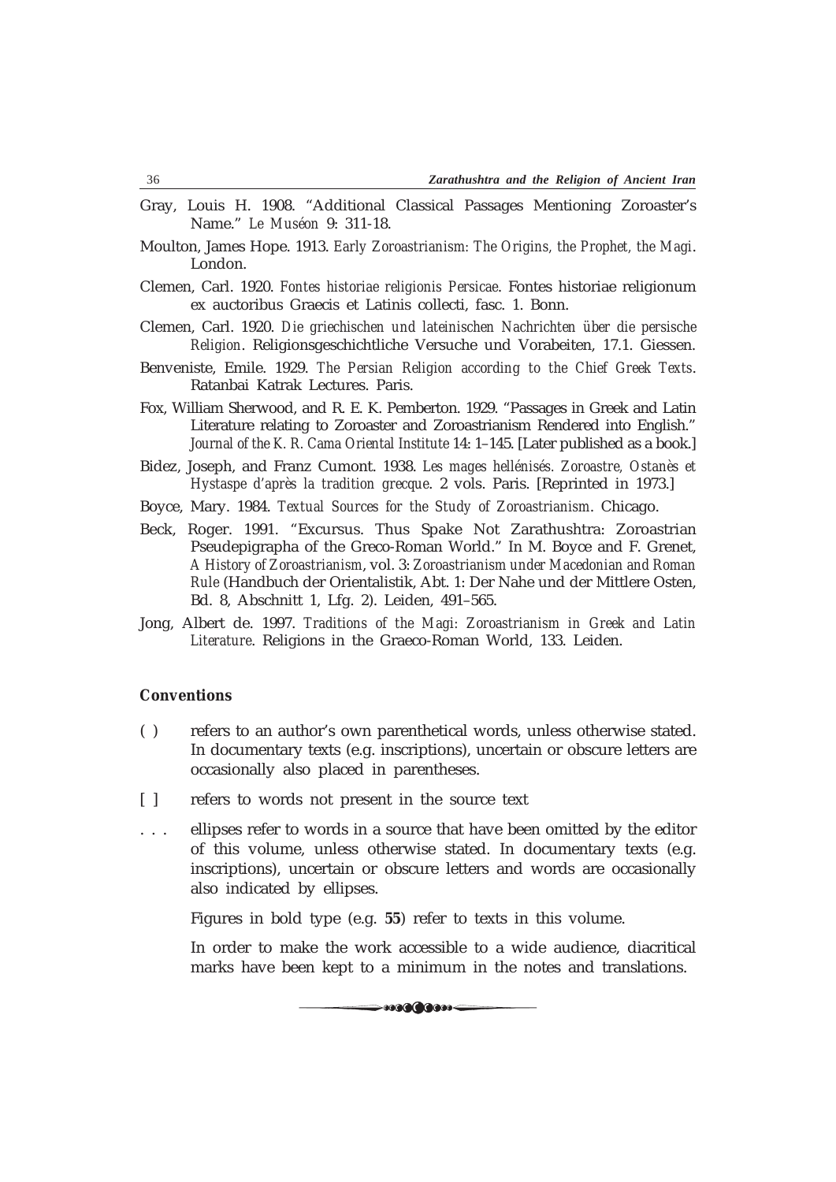Gray, Louis H. 1908. “Additional Classical Passages Mentioning Zoroaster’s Name.” *Le Muséon* 9: 311-18.

Moulton, James Hope. 1913. *Early Zoroastrianism: The Origins, the Prophet, the Magi*. London.

Clemen, Carl. 1920. *Fontes historiae religionis Persicae*. Fontes historiae religionum ex auctoribus Graecis et Latinis collecti, fasc. 1. Bonn.

Clemen, Carl. 1920. *Die griechischen und lateinischen Nachrichten über die persische Religion*. Religionsgeschichtliche Versuche und Vorabeiten, 17.1. Giessen.

Benveniste, Emile. 1929. *The Persian Religion according to the Chief Greek Texts*. Ratanbai Katrak Lectures. Paris.

Fox, William Sherwood, and R. E. K. Pemberton. 1929. “Passages in Greek and Latin Literature relating to Zoroaster and Zoroastrianism Rendered into English.” *Journal of the K. R. Cama Oriental Institute* 14: 1–145. [Later published as a book.]

Bidez, Joseph, and Franz Cumont. 1938. *Les mages hellénisés. Zoroastre, Ostanès et Hystaspe d’après la tradition grecque*. 2 vols. Paris. [Reprinted in 1973.]

Boyce, Mary. 1984. *Textual Sources for the Study of Zoroastrianism*. Chicago.

Beck, Roger. 1991. “Excursus. Thus Spake Not Zarathushtra: Zoroastrian Pseudepigrapha of the Greco-Roman World.” In M. Boyce and F. Grenet, *A History of Zoroastrianism*, vol. 3: *Zoroastrianism under Macedonian and Roman Rule* (Handbuch der Orientalistik, Abt. 1: Der Nahe und der Mittlere Osten, Bd. 8, Abschnitt 1, Lfg. 2). Leiden, 491–565.

Jong, Albert de. 1997. *Traditions of the Magi: Zoroastrianism in Greek and Latin Literature*. Religions in the Graeco-Roman World, 133. Leiden.

## Conventions

( ) refers to an author’s own parenthetical words, unless otherwise stated. In documentary texts (e.g. inscriptions), uncertain or obscure letters are occasionally also placed in parentheses.

[ ] refers to words not present in the source text

. . . ellipses refer to words in a source that have been omitted by the editor of this volume, unless otherwise stated. In documentary texts (e.g. inscriptions), uncertain or obscure letters and words are occasionally also indicated by ellipses.

Figures in bold type (e.g. **55**) refer to texts in this volume.

In order to make the work accessible to a wide audience, diacritical marks have been kept to a minimum in the notes and translations.